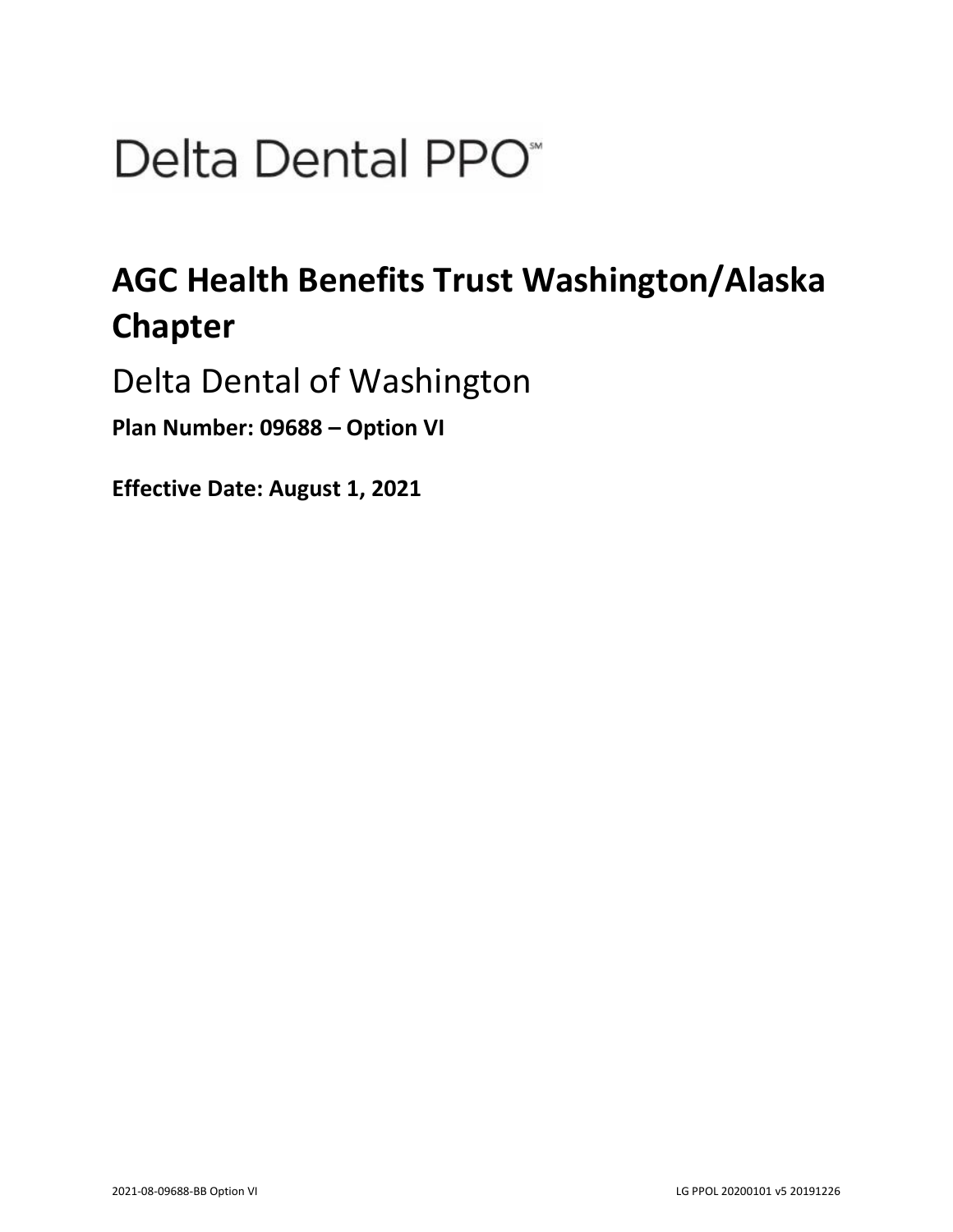# Delta Dental PPO℠

## AGC Health Benefits Trust Washington/Alaska Chapter

Delta Dental of Washington

**Plan Number: 09688 – Option VI**

**Effective Date: August 1, 2021**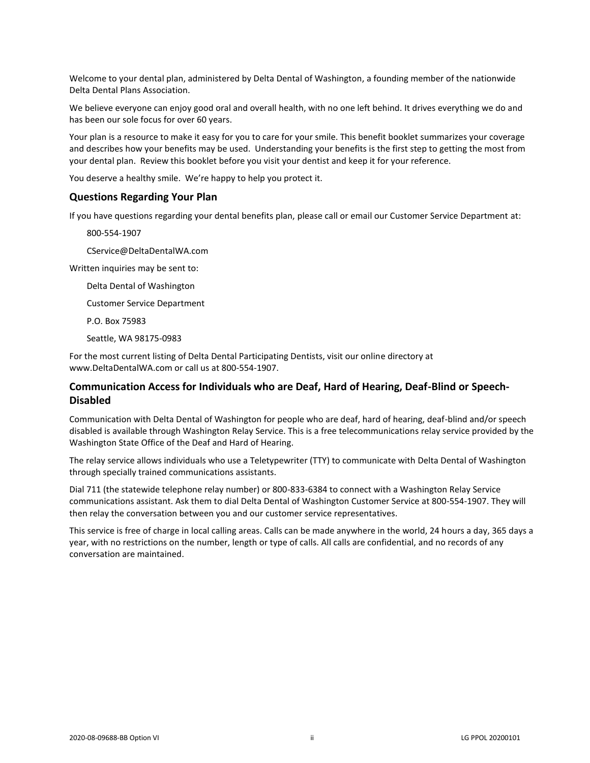Welcome to your dental plan, administered by Delta Dental of Washington, a founding member of the nationwide Delta Dental Plans Association.

We believe everyone can enjoy good oral and overall health, with no one left behind. It drives everything we do and has been our sole focus for over 60 years.

Your plan is a resource to make it easy for you to care for your smile. This benefit booklet summarizes your coverage and describes how your benefits may be used. Understanding your benefits is the first step to getting the most from your dental plan. Review this booklet before you visit your dentist and keep it for your reference.

You deserve a healthy smile. We're happy to help you protect it.

## Questions Regarding Your Plan

If you have questions regarding your dental benefits plan, please call or email our Customer Service Department at:

800-554-1907

CService@DeltaDentalWA.com

Written inquiries may be sent to:

Delta Dental of Washington

Customer Service Department

P.O. Box 75983

Seattle, WA 98175-0983

For the most current listing of Delta Dental Participating Dentists, visit our online directory at www.DeltaDentalWA.com or call us at 800-554-1907.

## Communication Access for Individuals who are Deaf, Hard of Hearing, Deaf-Blind or Speech-Disabled

Communication with Delta Dental of Washington for people who are deaf, hard of hearing, deaf-blind and/or speech disabled is available through Washington Relay Service. This is a free telecommunications relay service provided by the Washington State Office of the Deaf and Hard of Hearing.

The relay service allows individuals who use a Teletypewriter (TTY) to communicate with Delta Dental of Washington through specially trained communications assistants.

Dial 711 (the statewide telephone relay number) or 800-833-6384 to connect with a Washington Relay Service communications assistant. Ask them to dial Delta Dental of Washington Customer Service at 800-554-1907. They will then relay the conversation between you and our customer service representatives.

This service is free of charge in local calling areas. Calls can be made anywhere in the world, 24 hours a day, 365 days a year, with no restrictions on the number, length or type of calls. All calls are confidential, and no records of any conversation are maintained.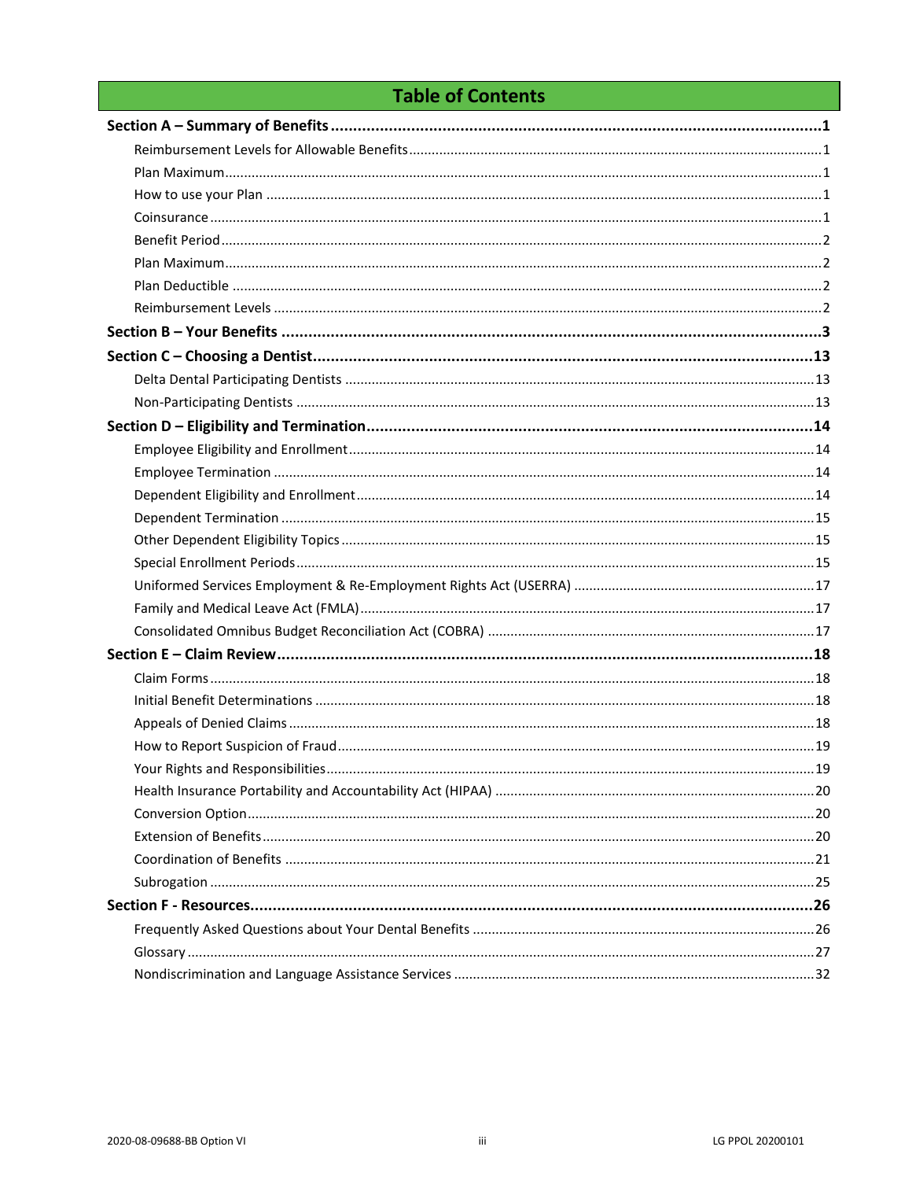# Table of Contents

**Section A – Summary of Benefits** ..... **1**

- Reimbursement Levels for Allowable Benefits ..... 1
- Plan Maximum ..... 1
- How to use your Plan ..... 1
- Coinsurance ..... 1
- Benefit Period ..... 2
- Plan Maximum ..... 2
- Plan Deductible ..... 2
- Reimbursement Levels ..... 2

**Section B – Your Benefits** ..... **3**

**Section C – Choosing a Dentist** ..... **13**

- Delta Dental Participating Dentists ..... 13
- Non-Participating Dentists ..... 13

**Section D – Eligibility and Termination** ..... **14**

- Employee Eligibility and Enrollment ..... 14
- Employee Termination ..... 14
- Dependent Eligibility and Enrollment ..... 14
- Dependent Termination ..... 15
- Other Dependent Eligibility Topics ..... 15
- Special Enrollment Periods ..... 15
- Uniformed Services Employment & Re-Employment Rights Act (USERRA) ..... 17
- Family and Medical Leave Act (FMLA) ..... 17
- Consolidated Omnibus Budget Reconciliation Act (COBRA) ..... 17

**Section E – Claim Review** ..... **18**

- Claim Forms ..... 18
- Initial Benefit Determinations ..... 18
- Appeals of Denied Claims ..... 18
- How to Report Suspicion of Fraud ..... 19
- Your Rights and Responsibilities ..... 19
- Health Insurance Portability and Accountability Act (HIPAA) ..... 20
- Conversion Option ..... 20
- Extension of Benefits ..... 20
- Coordination of Benefits ..... 21
- Subrogation ..... 25

**Section F - Resources** ..... **26**

- Frequently Asked Questions about Your Dental Benefits ..... 26
- Glossary ..... 27
- Nondiscrimination and Language Assistance Services ..... 32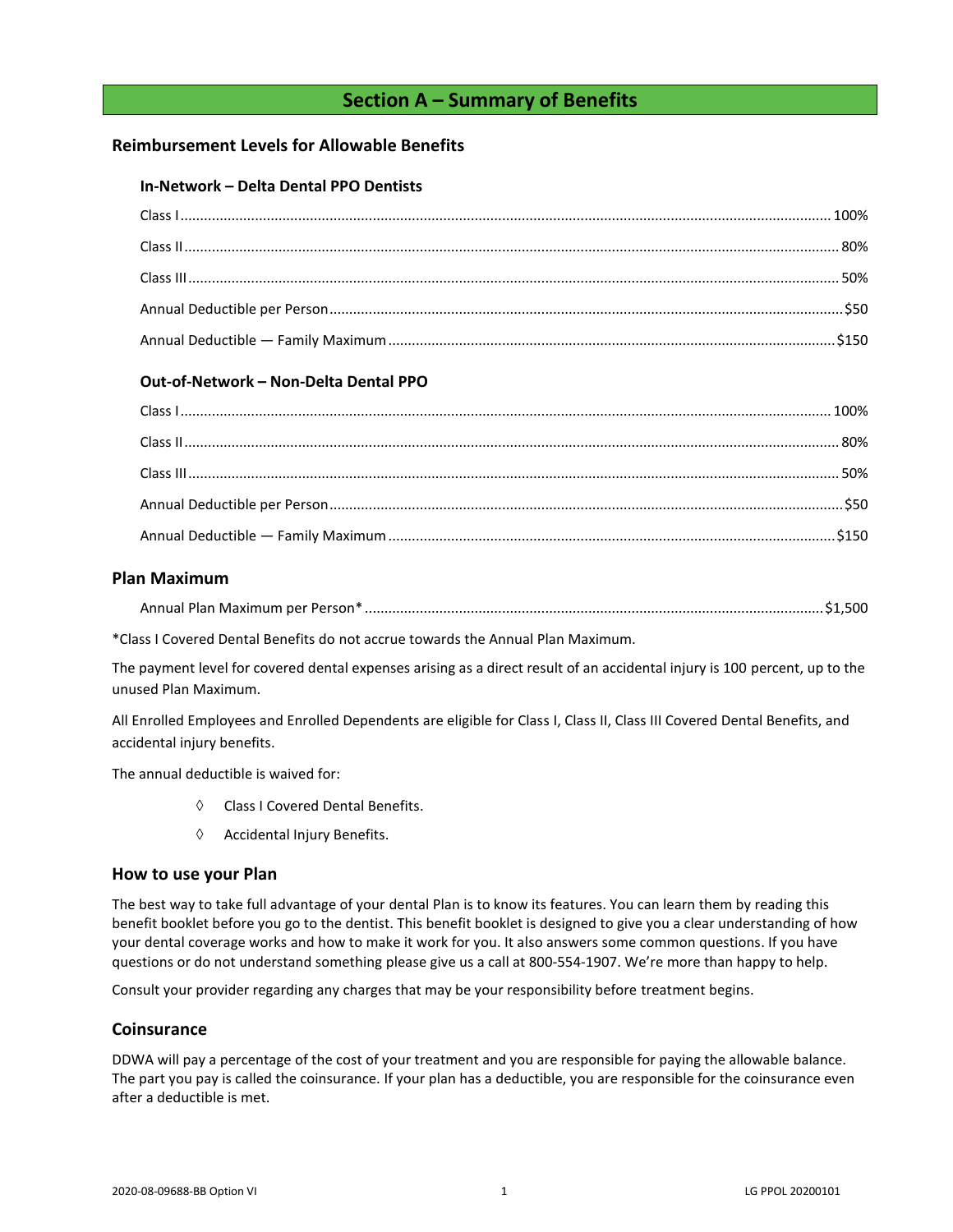# Section A – Summary of Benefits

## Reimbursement Levels for Allowable Benefits

### In-Network – Delta Dental PPO Dentists

| | |
|---|---|
| Class I | 100% |
| Class II | 80% |
| Class III | 50% |
| Annual Deductible per Person | $50 |
| Annual Deductible — Family Maximum | $150 |

### Out-of-Network – Non-Delta Dental PPO

| | |
|---|---|
| Class I | 100% |
| Class II | 80% |
| Class III | 50% |
| Annual Deductible per Person | $50 |
| Annual Deductible — Family Maximum | $150 |

## Plan Maximum

| | |
|---|---|
| Annual Plan Maximum per Person* | $1,500 |

*Class I Covered Dental Benefits do not accrue towards the Annual Plan Maximum.

The payment level for covered dental expenses arising as a direct result of an accidental injury is 100 percent, up to the unused Plan Maximum.

All Enrolled Employees and Enrolled Dependents are eligible for Class I, Class II, Class III Covered Dental Benefits, and accidental injury benefits.

The annual deductible is waived for:

- Class I Covered Dental Benefits.
- Accidental Injury Benefits.

## How to use your Plan

The best way to take full advantage of your dental Plan is to know its features. You can learn them by reading this benefit booklet before you go to the dentist. This benefit booklet is designed to give you a clear understanding of how your dental coverage works and how to make it work for you. It also answers some common questions. If you have questions or do not understand something please give us a call at 800-554-1907. We're more than happy to help.

Consult your provider regarding any charges that may be your responsibility before treatment begins.

## Coinsurance

DDWA will pay a percentage of the cost of your treatment and you are responsible for paying the allowable balance. The part you pay is called the coinsurance. If your plan has a deductible, you are responsible for the coinsurance even after a deductible is met.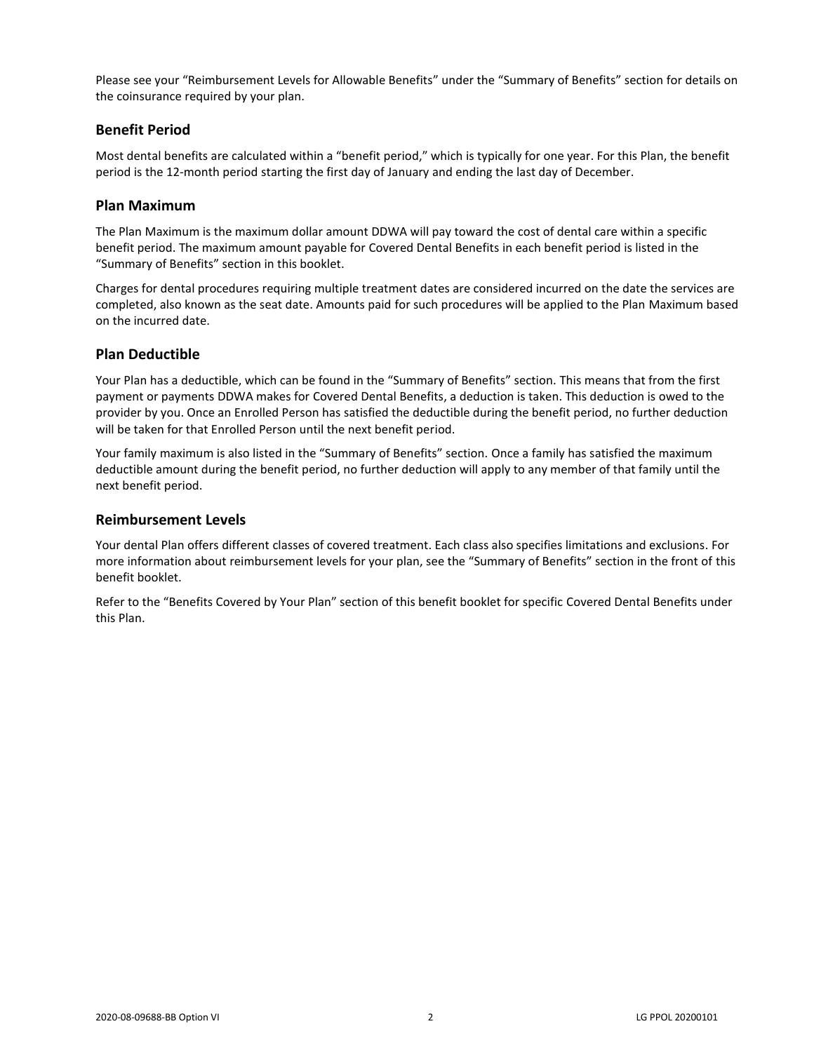Please see your "Reimbursement Levels for Allowable Benefits" under the "Summary of Benefits" section for details on the coinsurance required by your plan.

## Benefit Period

Most dental benefits are calculated within a "benefit period," which is typically for one year. For this Plan, the benefit period is the 12-month period starting the first day of January and ending the last day of December.

## Plan Maximum

The Plan Maximum is the maximum dollar amount DDWA will pay toward the cost of dental care within a specific benefit period. The maximum amount payable for Covered Dental Benefits in each benefit period is listed in the "Summary of Benefits" section in this booklet.

Charges for dental procedures requiring multiple treatment dates are considered incurred on the date the services are completed, also known as the seat date. Amounts paid for such procedures will be applied to the Plan Maximum based on the incurred date.

## Plan Deductible

Your Plan has a deductible, which can be found in the "Summary of Benefits" section. This means that from the first payment or payments DDWA makes for Covered Dental Benefits, a deduction is taken. This deduction is owed to the provider by you. Once an Enrolled Person has satisfied the deductible during the benefit period, no further deduction will be taken for that Enrolled Person until the next benefit period.

Your family maximum is also listed in the "Summary of Benefits" section. Once a family has satisfied the maximum deductible amount during the benefit period, no further deduction will apply to any member of that family until the next benefit period.

## Reimbursement Levels

Your dental Plan offers different classes of covered treatment. Each class also specifies limitations and exclusions. For more information about reimbursement levels for your plan, see the "Summary of Benefits" section in the front of this benefit booklet.

Refer to the "Benefits Covered by Your Plan" section of this benefit booklet for specific Covered Dental Benefits under this Plan.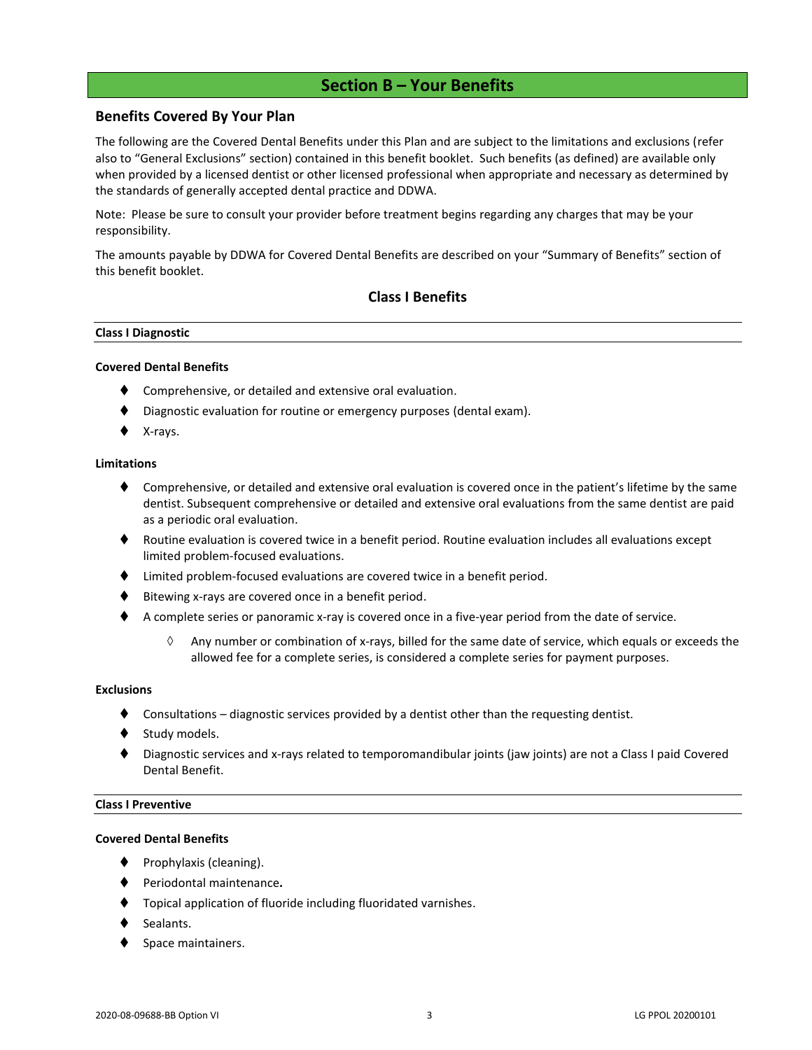# Section B – Your Benefits

## Benefits Covered By Your Plan

The following are the Covered Dental Benefits under this Plan and are subject to the limitations and exclusions (refer also to "General Exclusions" section) contained in this benefit booklet. Such benefits (as defined) are available only when provided by a licensed dentist or other licensed professional when appropriate and necessary as determined by the standards of generally accepted dental practice and DDWA.

Note: Please be sure to consult your provider before treatment begins regarding any charges that may be your responsibility.

The amounts payable by DDWA for Covered Dental Benefits are described on your "Summary of Benefits" section of this benefit booklet.

### Class I Benefits

#### Class I Diagnostic

**Covered Dental Benefits**

- Comprehensive, or detailed and extensive oral evaluation.
- Diagnostic evaluation for routine or emergency purposes (dental exam).
- X-rays.

**Limitations**

- Comprehensive, or detailed and extensive oral evaluation is covered once in the patient's lifetime by the same dentist. Subsequent comprehensive or detailed and extensive oral evaluations from the same dentist are paid as a periodic oral evaluation.
- Routine evaluation is covered twice in a benefit period. Routine evaluation includes all evaluations except limited problem-focused evaluations.
- Limited problem-focused evaluations are covered twice in a benefit period.
- Bitewing x-rays are covered once in a benefit period.
- A complete series or panoramic x-ray is covered once in a five-year period from the date of service.
  - Any number or combination of x-rays, billed for the same date of service, which equals or exceeds the allowed fee for a complete series, is considered a complete series for payment purposes.

**Exclusions**

- Consultations – diagnostic services provided by a dentist other than the requesting dentist.
- Study models.
- Diagnostic services and x-rays related to temporomandibular joints (jaw joints) are not a Class I paid Covered Dental Benefit.

#### Class I Preventive

**Covered Dental Benefits**

- Prophylaxis (cleaning).
- Periodontal maintenance.
- Topical application of fluoride including fluoridated varnishes.
- Sealants.
- Space maintainers.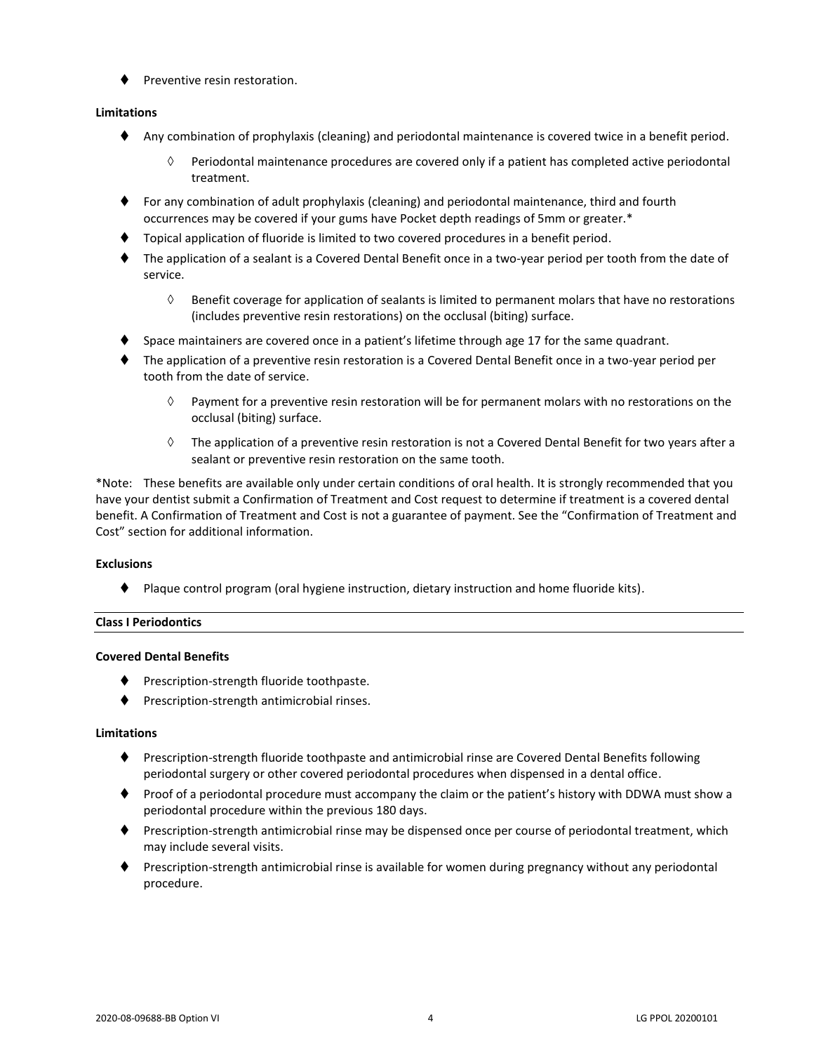- Preventive resin restoration.

**Limitations**

- Any combination of prophylaxis (cleaning) and periodontal maintenance is covered twice in a benefit period.
  - Periodontal maintenance procedures are covered only if a patient has completed active periodontal treatment.
- For any combination of adult prophylaxis (cleaning) and periodontal maintenance, third and fourth occurrences may be covered if your gums have Pocket depth readings of 5mm or greater.*
- Topical application of fluoride is limited to two covered procedures in a benefit period.
- The application of a sealant is a Covered Dental Benefit once in a two-year period per tooth from the date of service.
  - Benefit coverage for application of sealants is limited to permanent molars that have no restorations (includes preventive resin restorations) on the occlusal (biting) surface.
- Space maintainers are covered once in a patient's lifetime through age 17 for the same quadrant.
- The application of a preventive resin restoration is a Covered Dental Benefit once in a two-year period per tooth from the date of service.
  - Payment for a preventive resin restoration will be for permanent molars with no restorations on the occlusal (biting) surface.
  - The application of a preventive resin restoration is not a Covered Dental Benefit for two years after a sealant or preventive resin restoration on the same tooth.

*Note: These benefits are available only under certain conditions of oral health. It is strongly recommended that you have your dentist submit a Confirmation of Treatment and Cost request to determine if treatment is a covered dental benefit. A Confirmation of Treatment and Cost is not a guarantee of payment. See the "Confirmation of Treatment and Cost" section for additional information.

**Exclusions**

- Plaque control program (oral hygiene instruction, dietary instruction and home fluoride kits).

**Class I Periodontics**

**Covered Dental Benefits**

- Prescription-strength fluoride toothpaste.
- Prescription-strength antimicrobial rinses.

**Limitations**

- Prescription-strength fluoride toothpaste and antimicrobial rinse are Covered Dental Benefits following periodontal surgery or other covered periodontal procedures when dispensed in a dental office.
- Proof of a periodontal procedure must accompany the claim or the patient's history with DDWA must show a periodontal procedure within the previous 180 days.
- Prescription-strength antimicrobial rinse may be dispensed once per course of periodontal treatment, which may include several visits.
- Prescription-strength antimicrobial rinse is available for women during pregnancy without any periodontal procedure.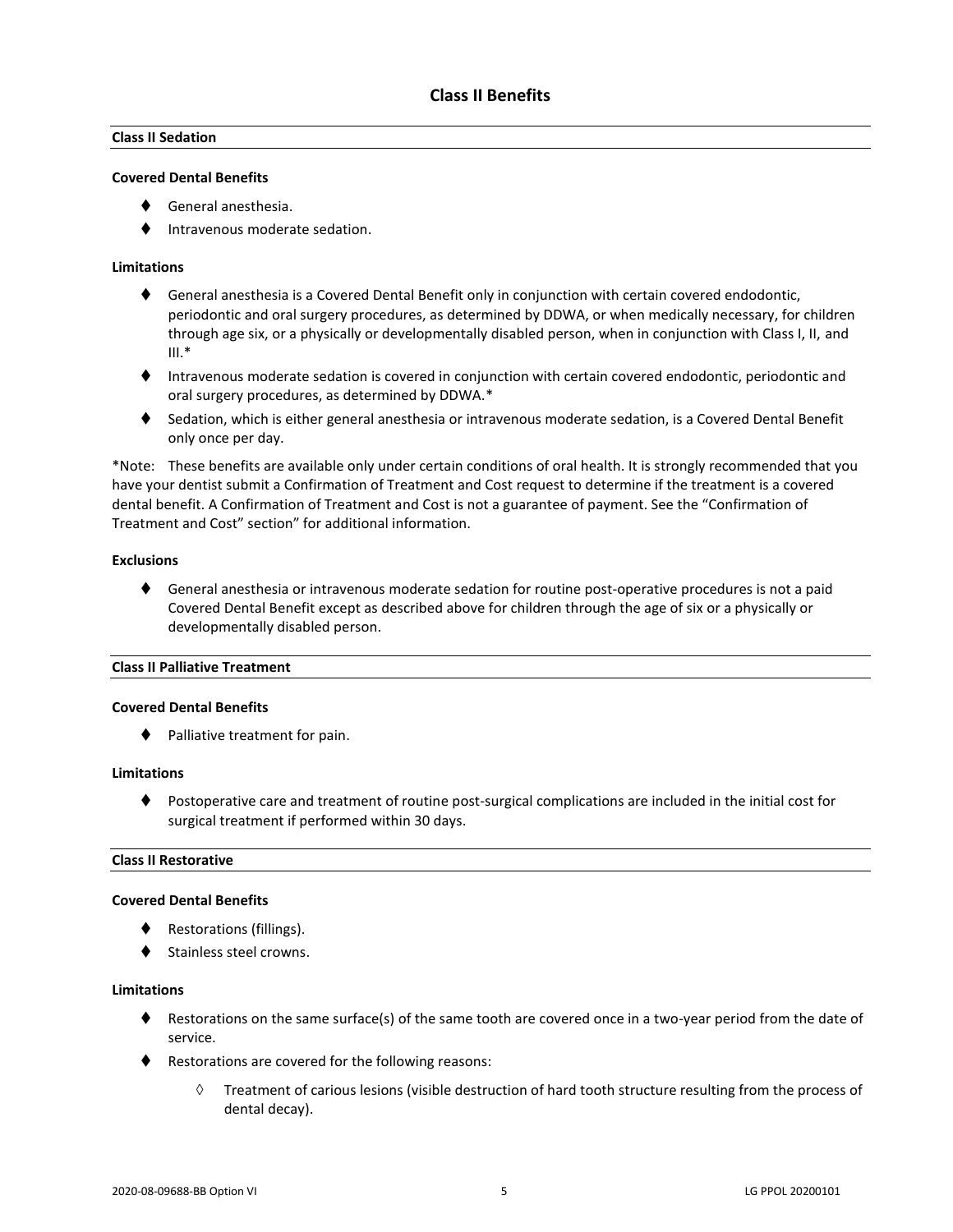## Class II Benefits

### Class II Sedation

**Covered Dental Benefits**

- General anesthesia.
- Intravenous moderate sedation.

**Limitations**

- General anesthesia is a Covered Dental Benefit only in conjunction with certain covered endodontic, periodontic and oral surgery procedures, as determined by DDWA, or when medically necessary, for children through age six, or a physically or developmentally disabled person, when in conjunction with Class I, II, and III.*
- Intravenous moderate sedation is covered in conjunction with certain covered endodontic, periodontic and oral surgery procedures, as determined by DDWA.*
- Sedation, which is either general anesthesia or intravenous moderate sedation, is a Covered Dental Benefit only once per day.

*Note: These benefits are available only under certain conditions of oral health. It is strongly recommended that you have your dentist submit a Confirmation of Treatment and Cost request to determine if the treatment is a covered dental benefit. A Confirmation of Treatment and Cost is not a guarantee of payment. See the "Confirmation of Treatment and Cost" section" for additional information.

**Exclusions**

- General anesthesia or intravenous moderate sedation for routine post-operative procedures is not a paid Covered Dental Benefit except as described above for children through the age of six or a physically or developmentally disabled person.

### Class II Palliative Treatment

**Covered Dental Benefits**

- Palliative treatment for pain.

**Limitations**

- Postoperative care and treatment of routine post-surgical complications are included in the initial cost for surgical treatment if performed within 30 days.

### Class II Restorative

**Covered Dental Benefits**

- Restorations (fillings).
- Stainless steel crowns.

**Limitations**

- Restorations on the same surface(s) of the same tooth are covered once in a two-year period from the date of service.
- Restorations are covered for the following reasons:
  - Treatment of carious lesions (visible destruction of hard tooth structure resulting from the process of dental decay).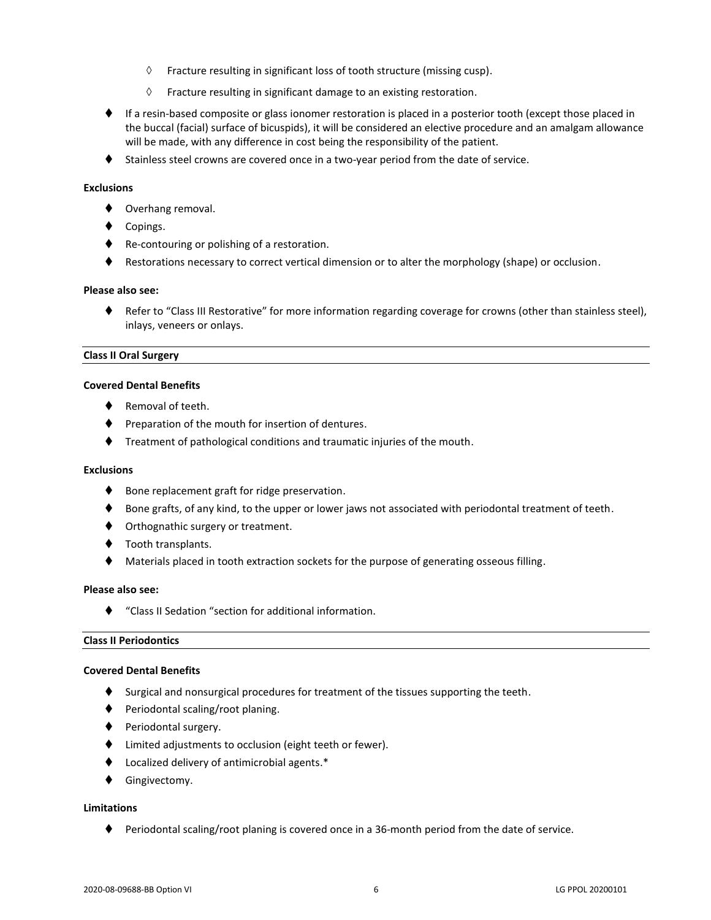- ◊ Fracture resulting in significant loss of tooth structure (missing cusp).
   - ◊ Fracture resulting in significant damage to an existing restoration.

- If a resin-based composite or glass ionomer restoration is placed in a posterior tooth (except those placed in the buccal (facial) surface of bicuspids), it will be considered an elective procedure and an amalgam allowance will be made, with any difference in cost being the responsibility of the patient.
- Stainless steel crowns are covered once in a two-year period from the date of service.

**Exclusions**

- Overhang removal.
- Copings.
- Re-contouring or polishing of a restoration.
- Restorations necessary to correct vertical dimension or to alter the morphology (shape) or occlusion.

**Please also see:**

- Refer to "Class III Restorative" for more information regarding coverage for crowns (other than stainless steel), inlays, veneers or onlays.

---

**Class II Oral Surgery**

---

**Covered Dental Benefits**

- Removal of teeth.
- Preparation of the mouth for insertion of dentures.
- Treatment of pathological conditions and traumatic injuries of the mouth.

**Exclusions**

- Bone replacement graft for ridge preservation.
- Bone grafts, of any kind, to the upper or lower jaws not associated with periodontal treatment of teeth.
- Orthognathic surgery or treatment.
- Tooth transplants.
- Materials placed in tooth extraction sockets for the purpose of generating osseous filling.

**Please also see:**

- "Class II Sedation "section for additional information.

---

**Class II Periodontics**

---

**Covered Dental Benefits**

- Surgical and nonsurgical procedures for treatment of the tissues supporting the teeth.
- Periodontal scaling/root planing.
- Periodontal surgery.
- Limited adjustments to occlusion (eight teeth or fewer).
- Localized delivery of antimicrobial agents.*
- Gingivectomy.

**Limitations**

- Periodontal scaling/root planing is covered once in a 36-month period from the date of service.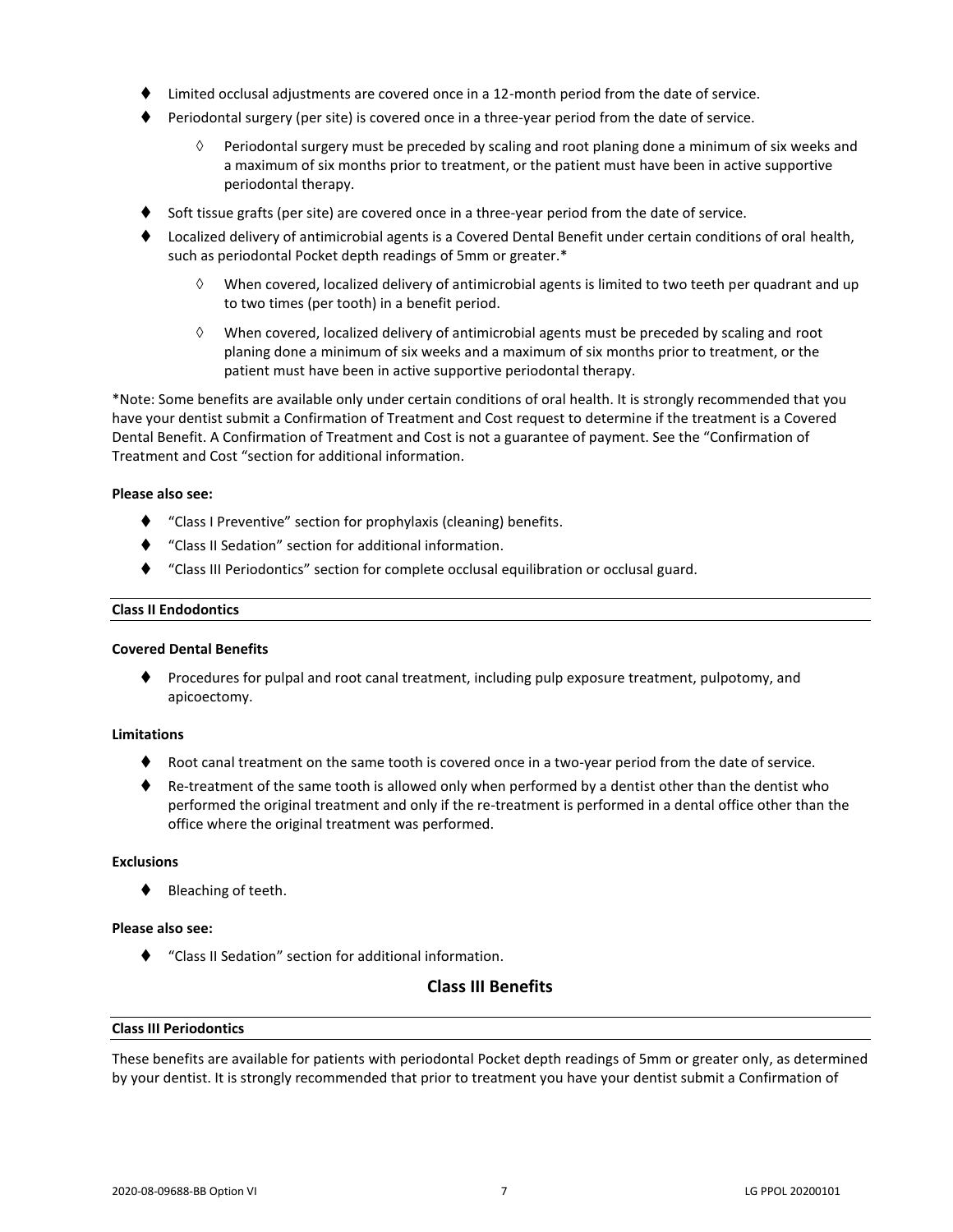- Limited occlusal adjustments are covered once in a 12-month period from the date of service.
- Periodontal surgery (per site) is covered once in a three-year period from the date of service.
  - Periodontal surgery must be preceded by scaling and root planing done a minimum of six weeks and a maximum of six months prior to treatment, or the patient must have been in active supportive periodontal therapy.
- Soft tissue grafts (per site) are covered once in a three-year period from the date of service.
- Localized delivery of antimicrobial agents is a Covered Dental Benefit under certain conditions of oral health, such as periodontal Pocket depth readings of 5mm or greater.*
  - When covered, localized delivery of antimicrobial agents is limited to two teeth per quadrant and up to two times (per tooth) in a benefit period.
  - When covered, localized delivery of antimicrobial agents must be preceded by scaling and root planing done a minimum of six weeks and a maximum of six months prior to treatment, or the patient must have been in active supportive periodontal therapy.

*Note: Some benefits are available only under certain conditions of oral health. It is strongly recommended that you have your dentist submit a Confirmation of Treatment and Cost request to determine if the treatment is a Covered Dental Benefit. A Confirmation of Treatment and Cost is not a guarantee of payment. See the "Confirmation of Treatment and Cost "section for additional information.

**Please also see:**

- "Class I Preventive" section for prophylaxis (cleaning) benefits.
- "Class II Sedation" section for additional information.
- "Class III Periodontics" section for complete occlusal equilibration or occlusal guard.

#### Class II Endodontics

**Covered Dental Benefits**

- Procedures for pulpal and root canal treatment, including pulp exposure treatment, pulpotomy, and apicoectomy.

**Limitations**

- Root canal treatment on the same tooth is covered once in a two-year period from the date of service.
- Re-treatment of the same tooth is allowed only when performed by a dentist other than the dentist who performed the original treatment and only if the re-treatment is performed in a dental office other than the office where the original treatment was performed.

**Exclusions**

- Bleaching of teeth.

**Please also see:**

- "Class II Sedation" section for additional information.

## Class III Benefits

#### Class III Periodontics

These benefits are available for patients with periodontal Pocket depth readings of 5mm or greater only, as determined by your dentist. It is strongly recommended that prior to treatment you have your dentist submit a Confirmation of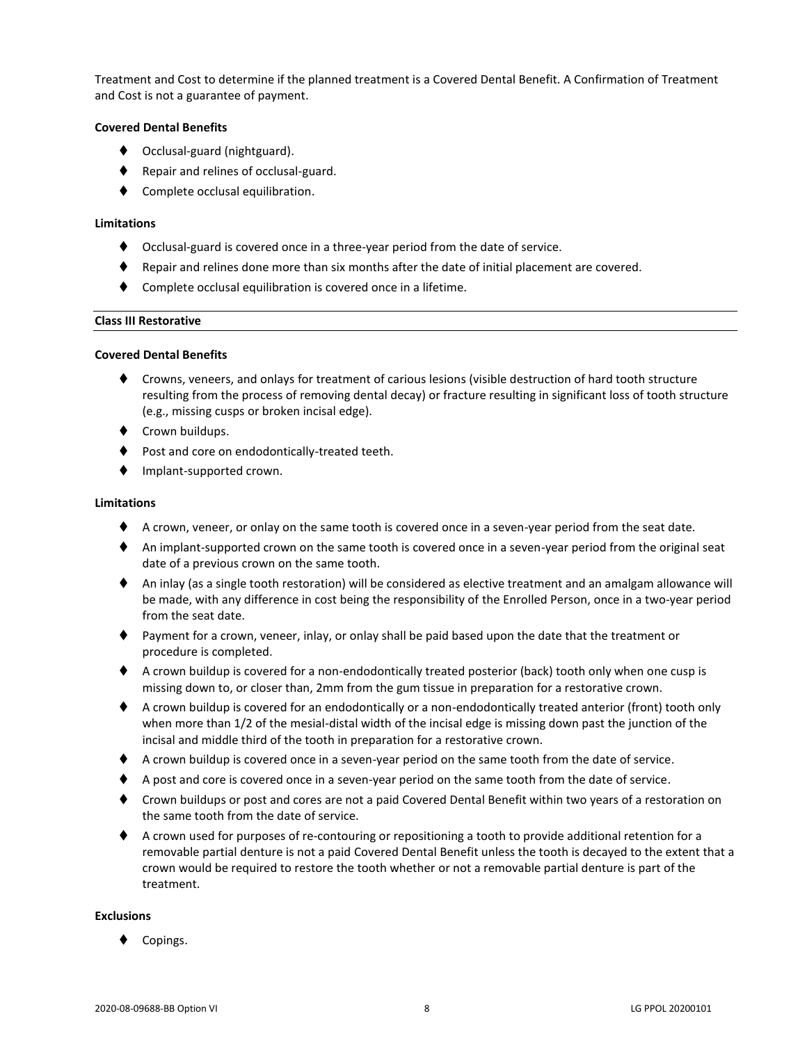Treatment and Cost to determine if the planned treatment is a Covered Dental Benefit. A Confirmation of Treatment and Cost is not a guarantee of payment.

**Covered Dental Benefits**

- Occlusal-guard (nightguard).
- Repair and relines of occlusal-guard.
- Complete occlusal equilibration.

**Limitations**

- Occlusal-guard is covered once in a three-year period from the date of service.
- Repair and relines done more than six months after the date of initial placement are covered.
- Complete occlusal equilibration is covered once in a lifetime.

---

**Class III Restorative**

---

**Covered Dental Benefits**

- Crowns, veneers, and onlays for treatment of carious lesions (visible destruction of hard tooth structure resulting from the process of removing dental decay) or fracture resulting in significant loss of tooth structure (e.g., missing cusps or broken incisal edge).
- Crown buildups.
- Post and core on endodontically-treated teeth.
- Implant-supported crown.

**Limitations**

- A crown, veneer, or onlay on the same tooth is covered once in a seven-year period from the seat date.
- An implant-supported crown on the same tooth is covered once in a seven-year period from the original seat date of a previous crown on the same tooth.
- An inlay (as a single tooth restoration) will be considered as elective treatment and an amalgam allowance will be made, with any difference in cost being the responsibility of the Enrolled Person, once in a two-year period from the seat date.
- Payment for a crown, veneer, inlay, or onlay shall be paid based upon the date that the treatment or procedure is completed.
- A crown buildup is covered for a non-endodontically treated posterior (back) tooth only when one cusp is missing down to, or closer than, 2mm from the gum tissue in preparation for a restorative crown.
- A crown buildup is covered for an endodontically or a non-endodontically treated anterior (front) tooth only when more than 1/2 of the mesial-distal width of the incisal edge is missing down past the junction of the incisal and middle third of the tooth in preparation for a restorative crown.
- A crown buildup is covered once in a seven-year period on the same tooth from the date of service.
- A post and core is covered once in a seven-year period on the same tooth from the date of service.
- Crown buildups or post and cores are not a paid Covered Dental Benefit within two years of a restoration on the same tooth from the date of service.
- A crown used for purposes of re-contouring or repositioning a tooth to provide additional retention for a removable partial denture is not a paid Covered Dental Benefit unless the tooth is decayed to the extent that a crown would be required to restore the tooth whether or not a removable partial denture is part of the treatment.

**Exclusions**

- Copings.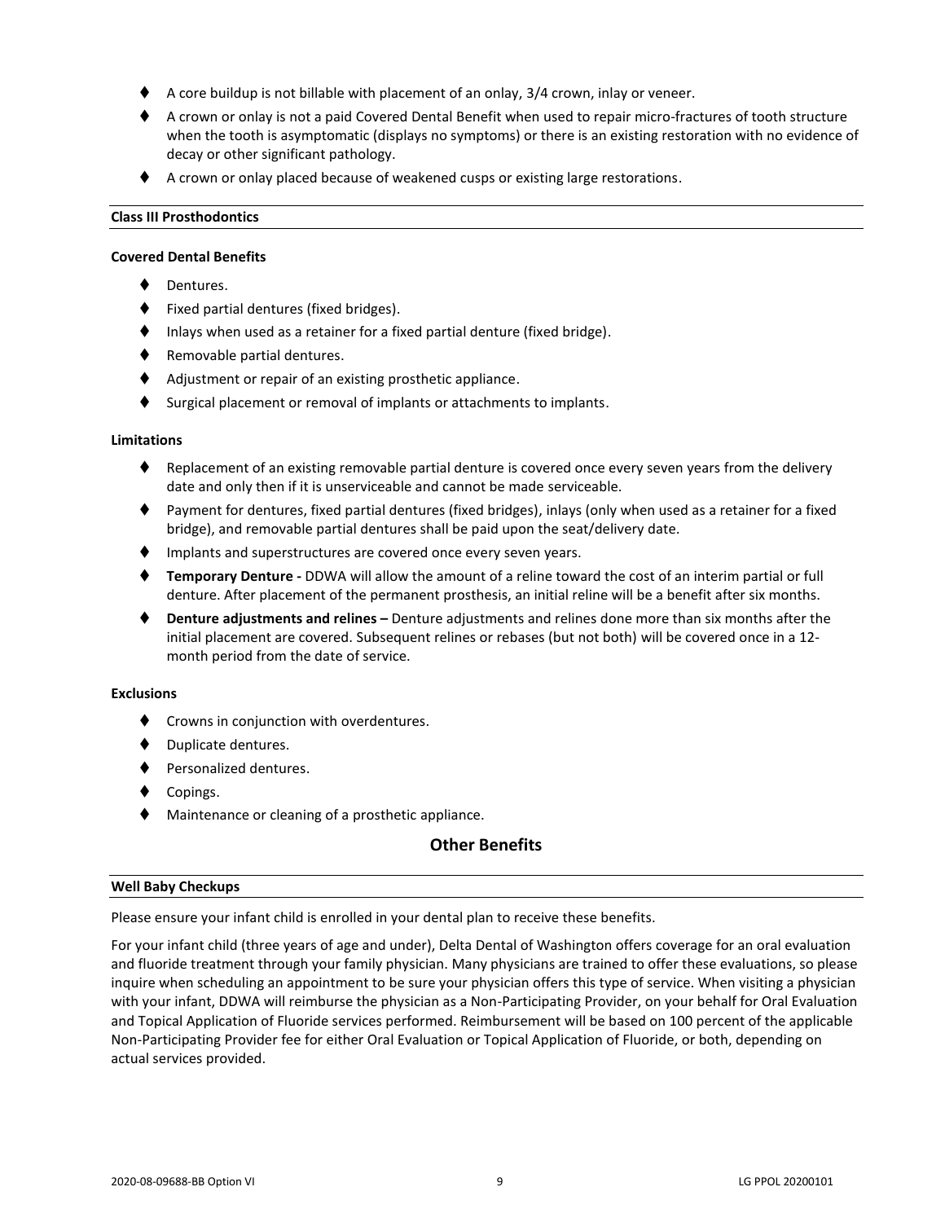- A core buildup is not billable with placement of an onlay, 3/4 crown, inlay or veneer.
- A crown or onlay is not a paid Covered Dental Benefit when used to repair micro-fractures of tooth structure when the tooth is asymptomatic (displays no symptoms) or there is an existing restoration with no evidence of decay or other significant pathology.
- A crown or onlay placed because of weakened cusps or existing large restorations.

### Class III Prosthodontics

**Covered Dental Benefits**

- Dentures.
- Fixed partial dentures (fixed bridges).
- Inlays when used as a retainer for a fixed partial denture (fixed bridge).
- Removable partial dentures.
- Adjustment or repair of an existing prosthetic appliance.
- Surgical placement or removal of implants or attachments to implants.

**Limitations**

- Replacement of an existing removable partial denture is covered once every seven years from the delivery date and only then if it is unserviceable and cannot be made serviceable.
- Payment for dentures, fixed partial dentures (fixed bridges), inlays (only when used as a retainer for a fixed bridge), and removable partial dentures shall be paid upon the seat/delivery date.
- Implants and superstructures are covered once every seven years.
- **Temporary Denture -** DDWA will allow the amount of a reline toward the cost of an interim partial or full denture. After placement of the permanent prosthesis, an initial reline will be a benefit after six months.
- **Denture adjustments and relines –** Denture adjustments and relines done more than six months after the initial placement are covered. Subsequent relines or rebases (but not both) will be covered once in a 12-month period from the date of service.

**Exclusions**

- Crowns in conjunction with overdentures.
- Duplicate dentures.
- Personalized dentures.
- Copings.
- Maintenance or cleaning of a prosthetic appliance.

## Other Benefits

### Well Baby Checkups

Please ensure your infant child is enrolled in your dental plan to receive these benefits.

For your infant child (three years of age and under), Delta Dental of Washington offers coverage for an oral evaluation and fluoride treatment through your family physician. Many physicians are trained to offer these evaluations, so please inquire when scheduling an appointment to be sure your physician offers this type of service. When visiting a physician with your infant, DDWA will reimburse the physician as a Non-Participating Provider, on your behalf for Oral Evaluation and Topical Application of Fluoride services performed. Reimbursement will be based on 100 percent of the applicable Non-Participating Provider fee for either Oral Evaluation or Topical Application of Fluoride, or both, depending on actual services provided.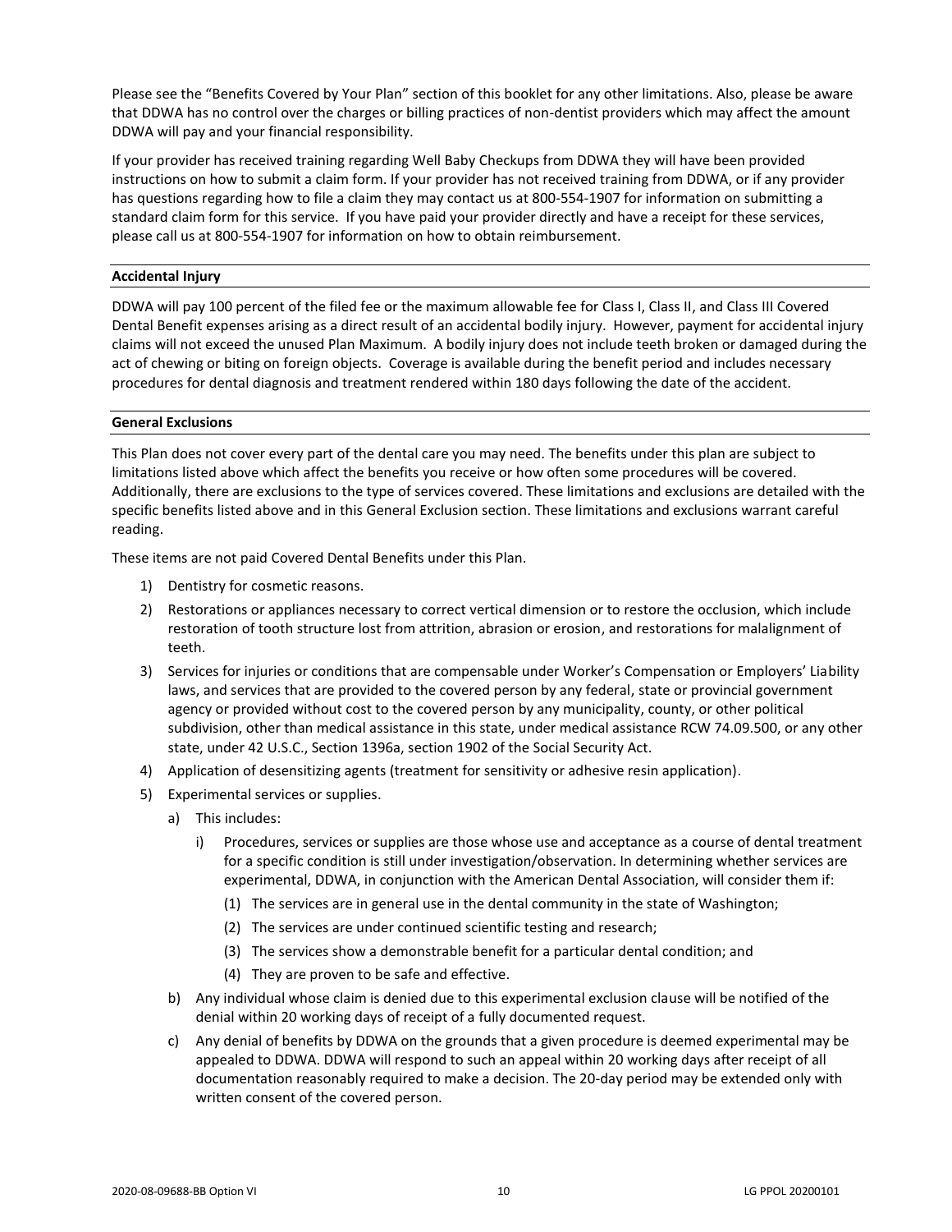Please see the "Benefits Covered by Your Plan" section of this booklet for any other limitations. Also, please be aware that DDWA has no control over the charges or billing practices of non-dentist providers which may affect the amount DDWA will pay and your financial responsibility.

If your provider has received training regarding Well Baby Checkups from DDWA they will have been provided instructions on how to submit a claim form. If your provider has not received training from DDWA, or if any provider has questions regarding how to file a claim they may contact us at 800-554-1907 for information on submitting a standard claim form for this service. If you have paid your provider directly and have a receipt for these services, please call us at 800-554-1907 for information on how to obtain reimbursement.

### Accidental Injury

DDWA will pay 100 percent of the filed fee or the maximum allowable fee for Class I, Class II, and Class III Covered Dental Benefit expenses arising as a direct result of an accidental bodily injury. However, payment for accidental injury claims will not exceed the unused Plan Maximum. A bodily injury does not include teeth broken or damaged during the act of chewing or biting on foreign objects. Coverage is available during the benefit period and includes necessary procedures for dental diagnosis and treatment rendered within 180 days following the date of the accident.

### General Exclusions

This Plan does not cover every part of the dental care you may need. The benefits under this plan are subject to limitations listed above which affect the benefits you receive or how often some procedures will be covered. Additionally, there are exclusions to the type of services covered. These limitations and exclusions are detailed with the specific benefits listed above and in this General Exclusion section. These limitations and exclusions warrant careful reading.

These items are not paid Covered Dental Benefits under this Plan.

1) Dentistry for cosmetic reasons.
2) Restorations or appliances necessary to correct vertical dimension or to restore the occlusion, which include restoration of tooth structure lost from attrition, abrasion or erosion, and restorations for malalignment of teeth.
3) Services for injuries or conditions that are compensable under Worker's Compensation or Employers' Liability laws, and services that are provided to the covered person by any federal, state or provincial government agency or provided without cost to the covered person by any municipality, county, or other political subdivision, other than medical assistance in this state, under medical assistance RCW 74.09.500, or any other state, under 42 U.S.C., Section 1396a, section 1902 of the Social Security Act.
4) Application of desensitizing agents (treatment for sensitivity or adhesive resin application).
5) Experimental services or supplies.
    a) This includes:
        i) Procedures, services or supplies are those whose use and acceptance as a course of dental treatment for a specific condition is still under investigation/observation. In determining whether services are experimental, DDWA, in conjunction with the American Dental Association, will consider them if:
            (1) The services are in general use in the dental community in the state of Washington;
            (2) The services are under continued scientific testing and research;
            (3) The services show a demonstrable benefit for a particular dental condition; and
            (4) They are proven to be safe and effective.
    b) Any individual whose claim is denied due to this experimental exclusion clause will be notified of the denial within 20 working days of receipt of a fully documented request.
    c) Any denial of benefits by DDWA on the grounds that a given procedure is deemed experimental may be appealed to DDWA. DDWA will respond to such an appeal within 20 working days after receipt of all documentation reasonably required to make a decision. The 20-day period may be extended only with written consent of the covered person.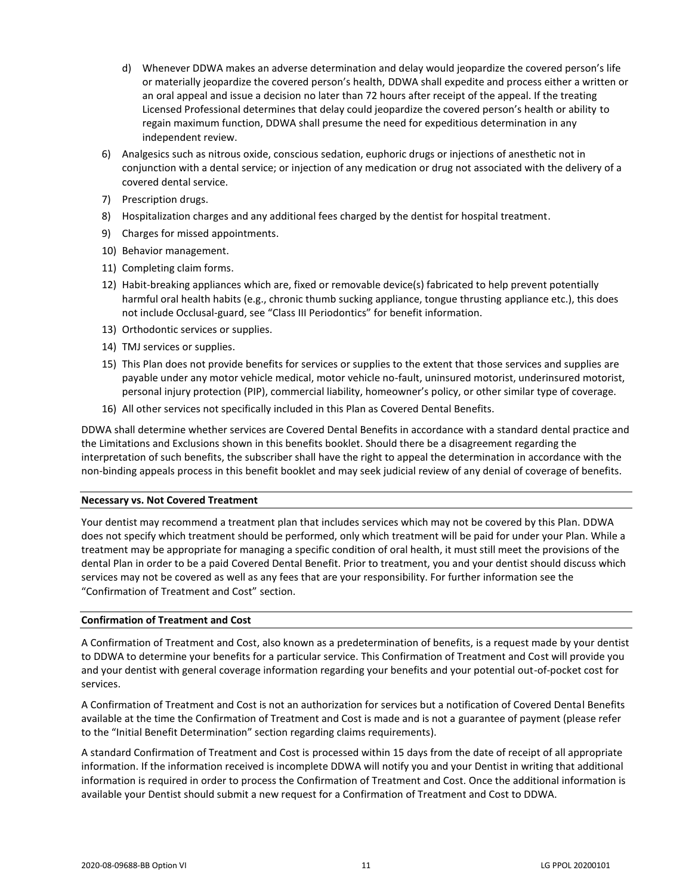d) Whenever DDWA makes an adverse determination and delay would jeopardize the covered person's life or materially jeopardize the covered person's health, DDWA shall expedite and process either a written or an oral appeal and issue a decision no later than 72 hours after receipt of the appeal. If the treating Licensed Professional determines that delay could jeopardize the covered person's health or ability to regain maximum function, DDWA shall presume the need for expeditious determination in any independent review.

6) Analgesics such as nitrous oxide, conscious sedation, euphoric drugs or injections of anesthetic not in conjunction with a dental service; or injection of any medication or drug not associated with the delivery of a covered dental service.
7) Prescription drugs.
8) Hospitalization charges and any additional fees charged by the dentist for hospital treatment.
9) Charges for missed appointments.
10) Behavior management.
11) Completing claim forms.
12) Habit-breaking appliances which are, fixed or removable device(s) fabricated to help prevent potentially harmful oral health habits (e.g., chronic thumb sucking appliance, tongue thrusting appliance etc.), this does not include Occlusal-guard, see "Class III Periodontics" for benefit information.
13) Orthodontic services or supplies.
14) TMJ services or supplies.
15) This Plan does not provide benefits for services or supplies to the extent that those services and supplies are payable under any motor vehicle medical, motor vehicle no-fault, uninsured motorist, underinsured motorist, personal injury protection (PIP), commercial liability, homeowner's policy, or other similar type of coverage.
16) All other services not specifically included in this Plan as Covered Dental Benefits.

DDWA shall determine whether services are Covered Dental Benefits in accordance with a standard dental practice and the Limitations and Exclusions shown in this benefits booklet. Should there be a disagreement regarding the interpretation of such benefits, the subscriber shall have the right to appeal the determination in accordance with the non-binding appeals process in this benefit booklet and may seek judicial review of any denial of coverage of benefits.

**Necessary vs. Not Covered Treatment**

Your dentist may recommend a treatment plan that includes services which may not be covered by this Plan. DDWA does not specify which treatment should be performed, only which treatment will be paid for under your Plan. While a treatment may be appropriate for managing a specific condition of oral health, it must still meet the provisions of the dental Plan in order to be a paid Covered Dental Benefit. Prior to treatment, you and your dentist should discuss which services may not be covered as well as any fees that are your responsibility. For further information see the "Confirmation of Treatment and Cost" section.

**Confirmation of Treatment and Cost**

A Confirmation of Treatment and Cost, also known as a predetermination of benefits, is a request made by your dentist to DDWA to determine your benefits for a particular service. This Confirmation of Treatment and Cost will provide you and your dentist with general coverage information regarding your benefits and your potential out-of-pocket cost for services.

A Confirmation of Treatment and Cost is not an authorization for services but a notification of Covered Dental Benefits available at the time the Confirmation of Treatment and Cost is made and is not a guarantee of payment (please refer to the "Initial Benefit Determination" section regarding claims requirements).

A standard Confirmation of Treatment and Cost is processed within 15 days from the date of receipt of all appropriate information. If the information received is incomplete DDWA will notify you and your Dentist in writing that additional information is required in order to process the Confirmation of Treatment and Cost. Once the additional information is available your Dentist should submit a new request for a Confirmation of Treatment and Cost to DDWA.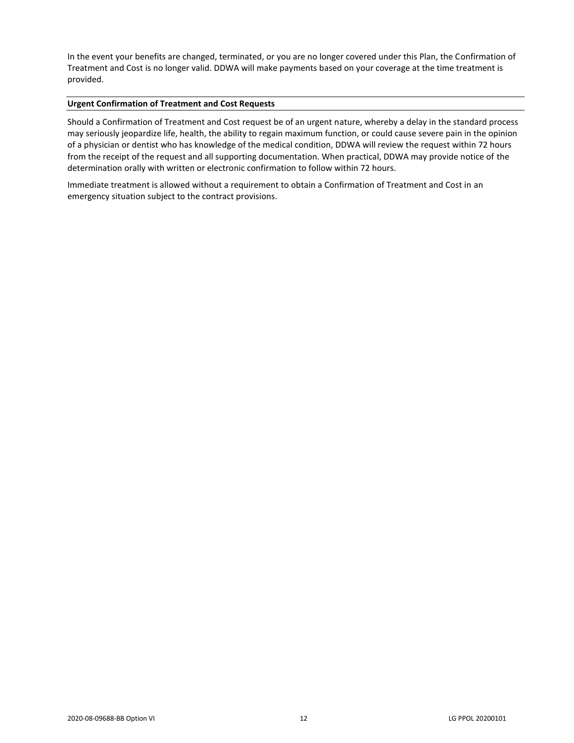In the event your benefits are changed, terminated, or you are no longer covered under this Plan, the Confirmation of Treatment and Cost is no longer valid. DDWA will make payments based on your coverage at the time treatment is provided.

### Urgent Confirmation of Treatment and Cost Requests

Should a Confirmation of Treatment and Cost request be of an urgent nature, whereby a delay in the standard process may seriously jeopardize life, health, the ability to regain maximum function, or could cause severe pain in the opinion of a physician or dentist who has knowledge of the medical condition, DDWA will review the request within 72 hours from the receipt of the request and all supporting documentation. When practical, DDWA may provide notice of the determination orally with written or electronic confirmation to follow within 72 hours.

Immediate treatment is allowed without a requirement to obtain a Confirmation of Treatment and Cost in an emergency situation subject to the contract provisions.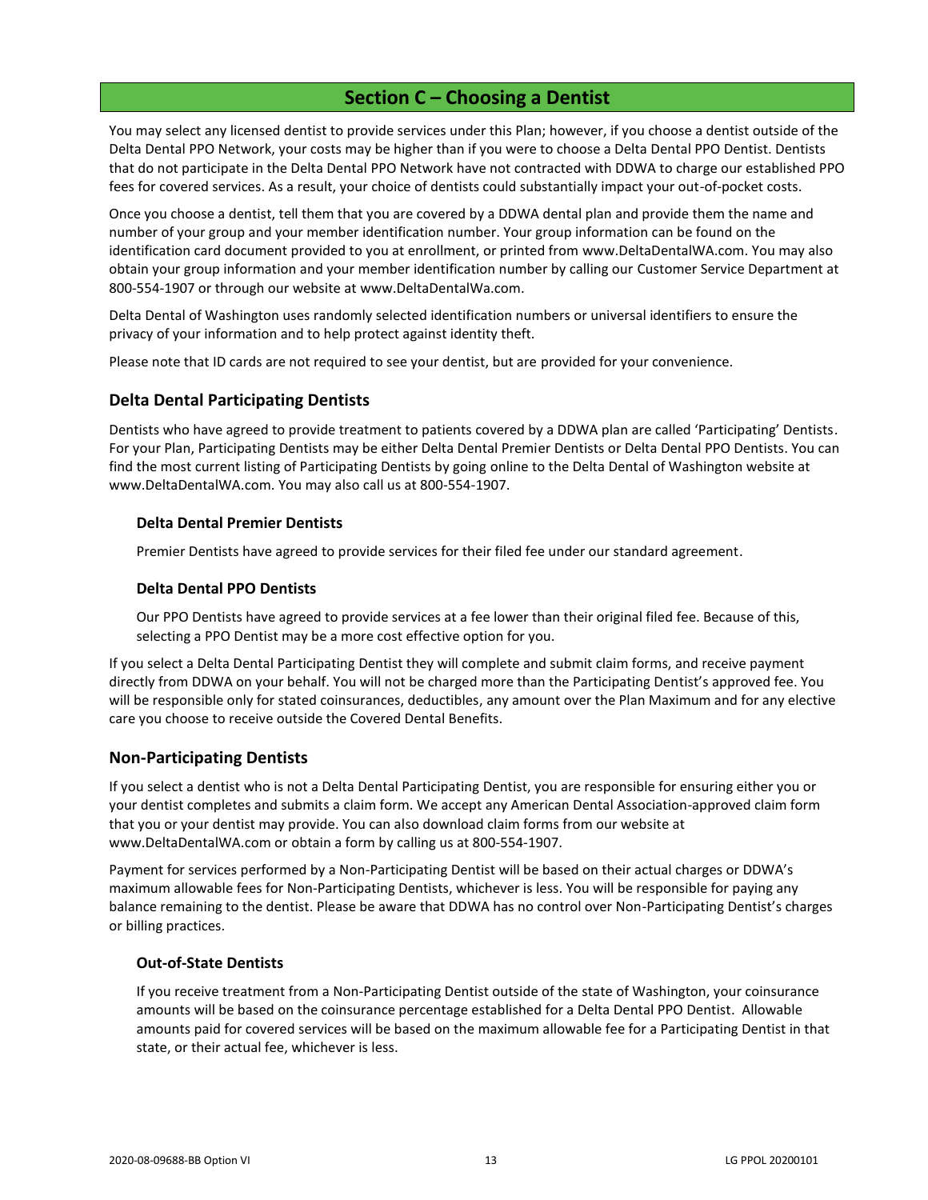## Section C – Choosing a Dentist

You may select any licensed dentist to provide services under this Plan; however, if you choose a dentist outside of the Delta Dental PPO Network, your costs may be higher than if you were to choose a Delta Dental PPO Dentist. Dentists that do not participate in the Delta Dental PPO Network have not contracted with DDWA to charge our established PPO fees for covered services. As a result, your choice of dentists could substantially impact your out-of-pocket costs.

Once you choose a dentist, tell them that you are covered by a DDWA dental plan and provide them the name and number of your group and your member identification number. Your group information can be found on the identification card document provided to you at enrollment, or printed from www.DeltaDentalWA.com. You may also obtain your group information and your member identification number by calling our Customer Service Department at 800-554-1907 or through our website at www.DeltaDentalWa.com.

Delta Dental of Washington uses randomly selected identification numbers or universal identifiers to ensure the privacy of your information and to help protect against identity theft.

Please note that ID cards are not required to see your dentist, but are provided for your convenience.

### Delta Dental Participating Dentists

Dentists who have agreed to provide treatment to patients covered by a DDWA plan are called 'Participating' Dentists. For your Plan, Participating Dentists may be either Delta Dental Premier Dentists or Delta Dental PPO Dentists. You can find the most current listing of Participating Dentists by going online to the Delta Dental of Washington website at www.DeltaDentalWA.com. You may also call us at 800-554-1907.

#### Delta Dental Premier Dentists

Premier Dentists have agreed to provide services for their filed fee under our standard agreement.

#### Delta Dental PPO Dentists

Our PPO Dentists have agreed to provide services at a fee lower than their original filed fee. Because of this, selecting a PPO Dentist may be a more cost effective option for you.

If you select a Delta Dental Participating Dentist they will complete and submit claim forms, and receive payment directly from DDWA on your behalf. You will not be charged more than the Participating Dentist's approved fee. You will be responsible only for stated coinsurances, deductibles, any amount over the Plan Maximum and for any elective care you choose to receive outside the Covered Dental Benefits.

### Non-Participating Dentists

If you select a dentist who is not a Delta Dental Participating Dentist, you are responsible for ensuring either you or your dentist completes and submits a claim form. We accept any American Dental Association-approved claim form that you or your dentist may provide. You can also download claim forms from our website at www.DeltaDentalWA.com or obtain a form by calling us at 800-554-1907.

Payment for services performed by a Non-Participating Dentist will be based on their actual charges or DDWA's maximum allowable fees for Non-Participating Dentists, whichever is less. You will be responsible for paying any balance remaining to the dentist. Please be aware that DDWA has no control over Non-Participating Dentist's charges or billing practices.

#### Out-of-State Dentists

If you receive treatment from a Non-Participating Dentist outside of the state of Washington, your coinsurance amounts will be based on the coinsurance percentage established for a Delta Dental PPO Dentist. Allowable amounts paid for covered services will be based on the maximum allowable fee for a Participating Dentist in that state, or their actual fee, whichever is less.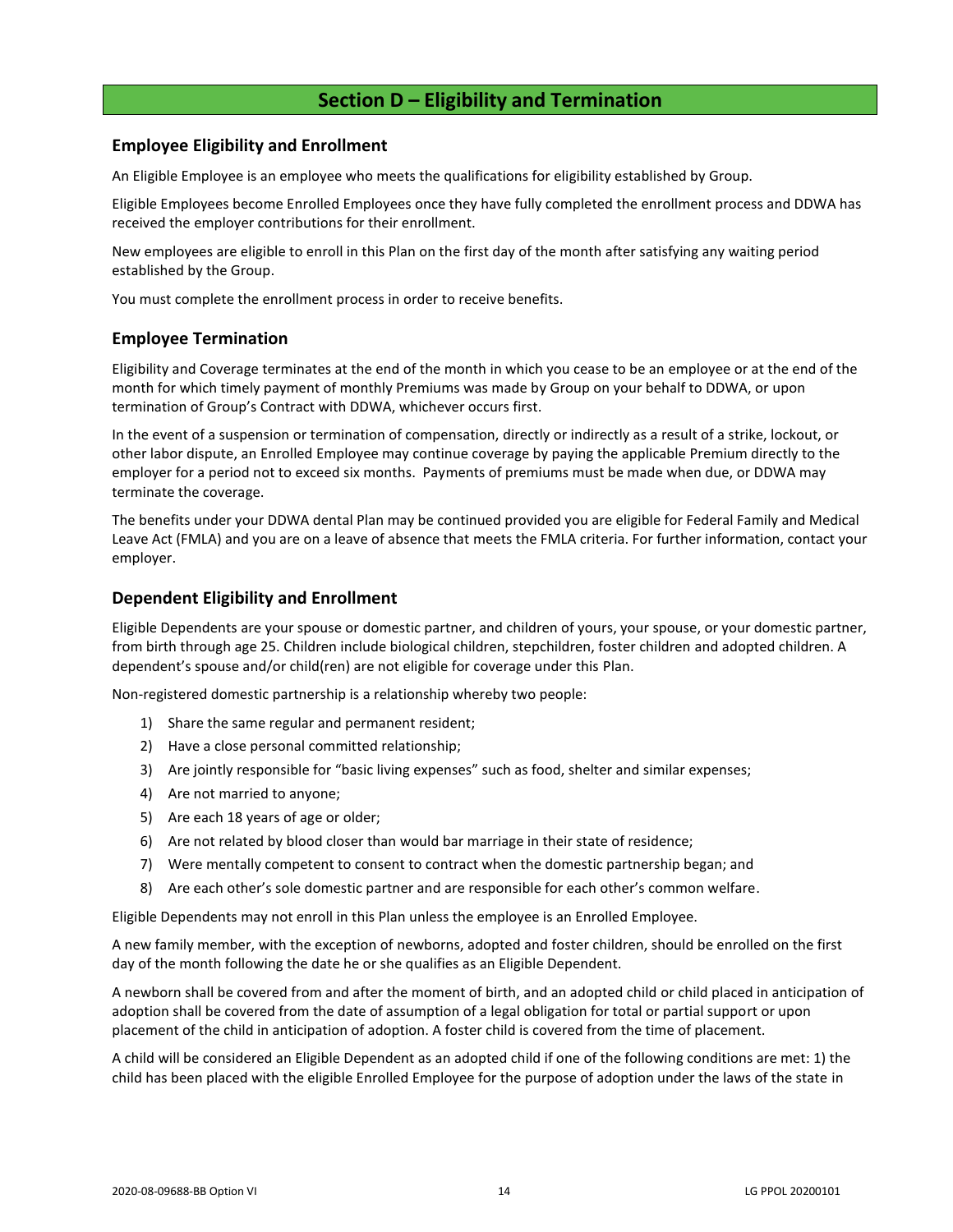## Section D – Eligibility and Termination

### Employee Eligibility and Enrollment

An Eligible Employee is an employee who meets the qualifications for eligibility established by Group.

Eligible Employees become Enrolled Employees once they have fully completed the enrollment process and DDWA has received the employer contributions for their enrollment.

New employees are eligible to enroll in this Plan on the first day of the month after satisfying any waiting period established by the Group.

You must complete the enrollment process in order to receive benefits.

### Employee Termination

Eligibility and Coverage terminates at the end of the month in which you cease to be an employee or at the end of the month for which timely payment of monthly Premiums was made by Group on your behalf to DDWA, or upon termination of Group's Contract with DDWA, whichever occurs first.

In the event of a suspension or termination of compensation, directly or indirectly as a result of a strike, lockout, or other labor dispute, an Enrolled Employee may continue coverage by paying the applicable Premium directly to the employer for a period not to exceed six months. Payments of premiums must be made when due, or DDWA may terminate the coverage.

The benefits under your DDWA dental Plan may be continued provided you are eligible for Federal Family and Medical Leave Act (FMLA) and you are on a leave of absence that meets the FMLA criteria. For further information, contact your employer.

### Dependent Eligibility and Enrollment

Eligible Dependents are your spouse or domestic partner, and children of yours, your spouse, or your domestic partner, from birth through age 25. Children include biological children, stepchildren, foster children and adopted children. A dependent's spouse and/or child(ren) are not eligible for coverage under this Plan.

Non-registered domestic partnership is a relationship whereby two people:

1) Share the same regular and permanent resident;
2) Have a close personal committed relationship;
3) Are jointly responsible for "basic living expenses" such as food, shelter and similar expenses;
4) Are not married to anyone;
5) Are each 18 years of age or older;
6) Are not related by blood closer than would bar marriage in their state of residence;
7) Were mentally competent to consent to contract when the domestic partnership began; and
8) Are each other's sole domestic partner and are responsible for each other's common welfare.

Eligible Dependents may not enroll in this Plan unless the employee is an Enrolled Employee.

A new family member, with the exception of newborns, adopted and foster children, should be enrolled on the first day of the month following the date he or she qualifies as an Eligible Dependent.

A newborn shall be covered from and after the moment of birth, and an adopted child or child placed in anticipation of adoption shall be covered from the date of assumption of a legal obligation for total or partial support or upon placement of the child in anticipation of adoption. A foster child is covered from the time of placement.

A child will be considered an Eligible Dependent as an adopted child if one of the following conditions are met: 1) the child has been placed with the eligible Enrolled Employee for the purpose of adoption under the laws of the state in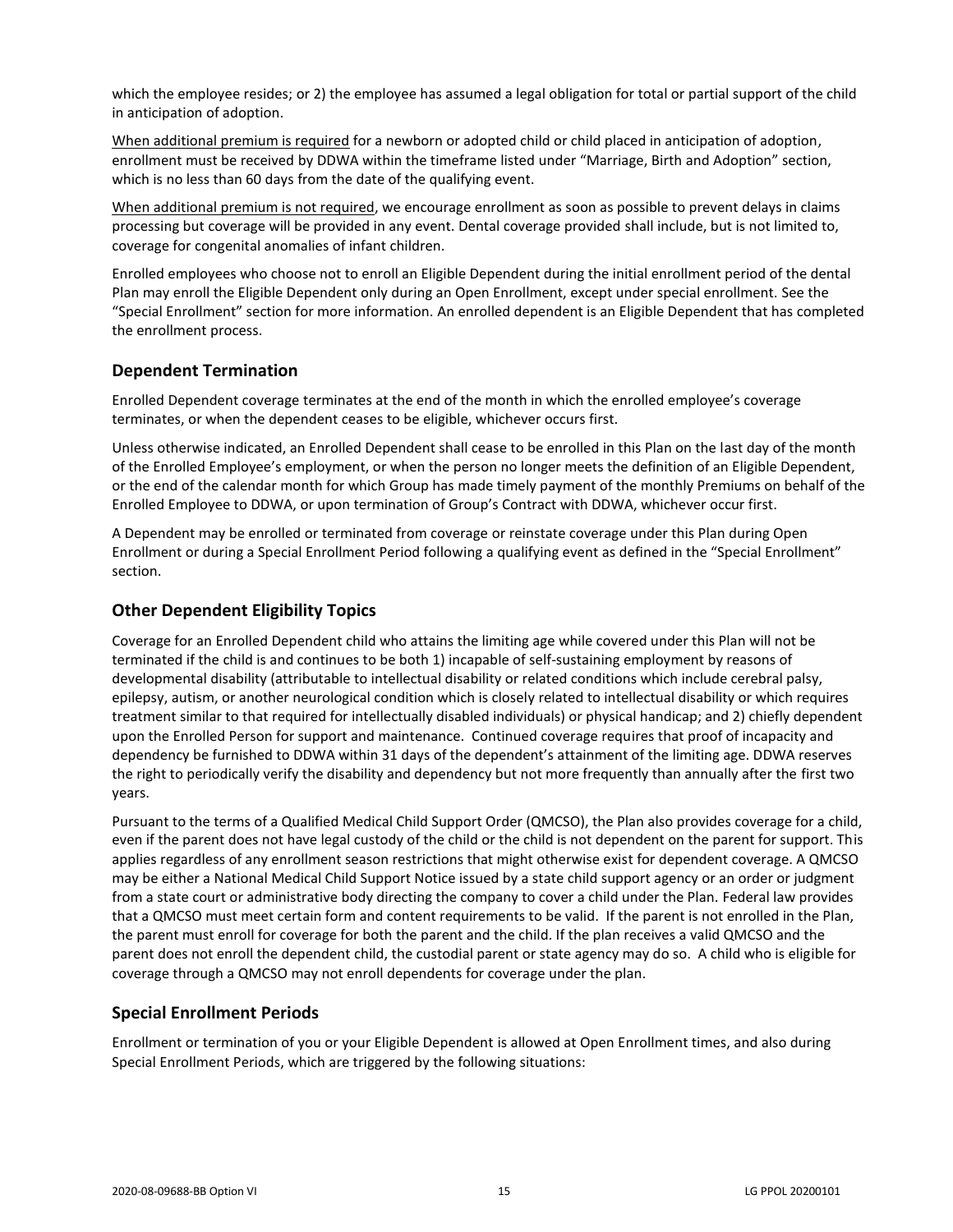which the employee resides; or 2) the employee has assumed a legal obligation for total or partial support of the child in anticipation of adoption.

When additional premium is required for a newborn or adopted child or child placed in anticipation of adoption, enrollment must be received by DDWA within the timeframe listed under "Marriage, Birth and Adoption" section, which is no less than 60 days from the date of the qualifying event.

When additional premium is not required, we encourage enrollment as soon as possible to prevent delays in claims processing but coverage will be provided in any event. Dental coverage provided shall include, but is not limited to, coverage for congenital anomalies of infant children.

Enrolled employees who choose not to enroll an Eligible Dependent during the initial enrollment period of the dental Plan may enroll the Eligible Dependent only during an Open Enrollment, except under special enrollment. See the "Special Enrollment" section for more information. An enrolled dependent is an Eligible Dependent that has completed the enrollment process.

## Dependent Termination

Enrolled Dependent coverage terminates at the end of the month in which the enrolled employee's coverage terminates, or when the dependent ceases to be eligible, whichever occurs first.

Unless otherwise indicated, an Enrolled Dependent shall cease to be enrolled in this Plan on the last day of the month of the Enrolled Employee's employment, or when the person no longer meets the definition of an Eligible Dependent, or the end of the calendar month for which Group has made timely payment of the monthly Premiums on behalf of the Enrolled Employee to DDWA, or upon termination of Group's Contract with DDWA, whichever occur first.

A Dependent may be enrolled or terminated from coverage or reinstate coverage under this Plan during Open Enrollment or during a Special Enrollment Period following a qualifying event as defined in the "Special Enrollment" section.

## Other Dependent Eligibility Topics

Coverage for an Enrolled Dependent child who attains the limiting age while covered under this Plan will not be terminated if the child is and continues to be both 1) incapable of self-sustaining employment by reasons of developmental disability (attributable to intellectual disability or related conditions which include cerebral palsy, epilepsy, autism, or another neurological condition which is closely related to intellectual disability or which requires treatment similar to that required for intellectually disabled individuals) or physical handicap; and 2) chiefly dependent upon the Enrolled Person for support and maintenance. Continued coverage requires that proof of incapacity and dependency be furnished to DDWA within 31 days of the dependent's attainment of the limiting age. DDWA reserves the right to periodically verify the disability and dependency but not more frequently than annually after the first two years.

Pursuant to the terms of a Qualified Medical Child Support Order (QMCSO), the Plan also provides coverage for a child, even if the parent does not have legal custody of the child or the child is not dependent on the parent for support. This applies regardless of any enrollment season restrictions that might otherwise exist for dependent coverage. A QMCSO may be either a National Medical Child Support Notice issued by a state child support agency or an order or judgment from a state court or administrative body directing the company to cover a child under the Plan. Federal law provides that a QMCSO must meet certain form and content requirements to be valid. If the parent is not enrolled in the Plan, the parent must enroll for coverage for both the parent and the child. If the plan receives a valid QMCSO and the parent does not enroll the dependent child, the custodial parent or state agency may do so. A child who is eligible for coverage through a QMCSO may not enroll dependents for coverage under the plan.

## Special Enrollment Periods

Enrollment or termination of you or your Eligible Dependent is allowed at Open Enrollment times, and also during Special Enrollment Periods, which are triggered by the following situations: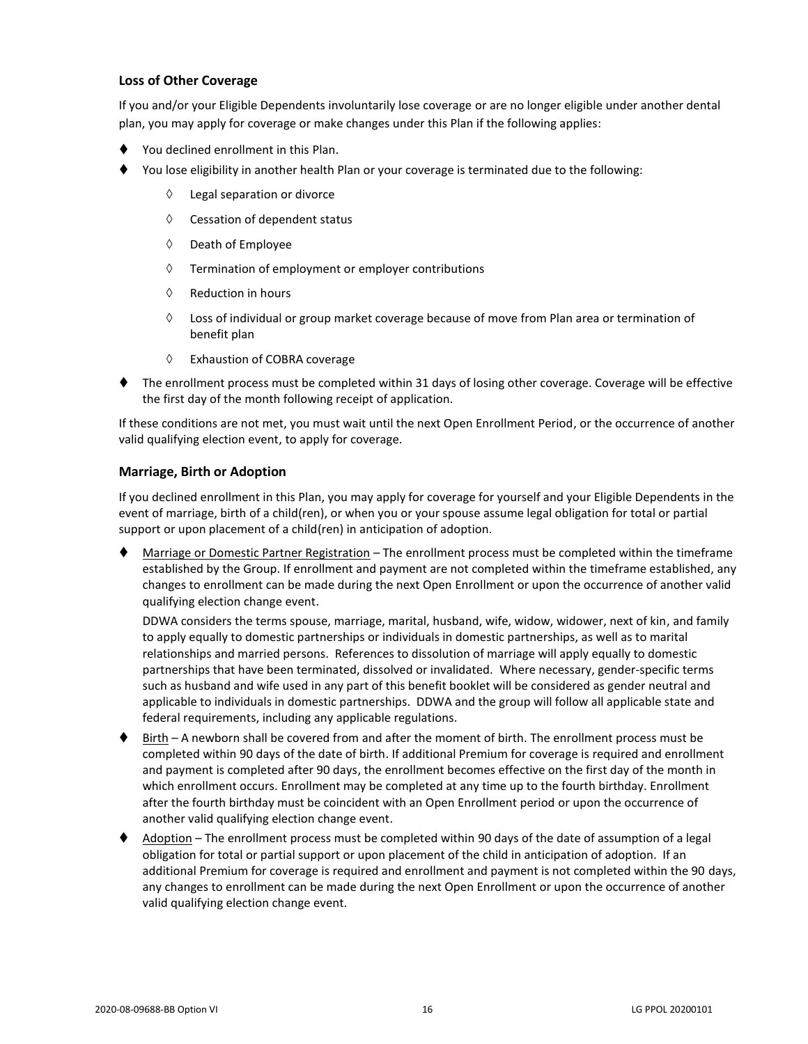### Loss of Other Coverage

If you and/or your Eligible Dependents involuntarily lose coverage or are no longer eligible under another dental plan, you may apply for coverage or make changes under this Plan if the following applies:

- You declined enrollment in this Plan.
- You lose eligibility in another health Plan or your coverage is terminated due to the following:
  - Legal separation or divorce
  - Cessation of dependent status
  - Death of Employee
  - Termination of employment or employer contributions
  - Reduction in hours
  - Loss of individual or group market coverage because of move from Plan area or termination of benefit plan
  - Exhaustion of COBRA coverage
- The enrollment process must be completed within 31 days of losing other coverage. Coverage will be effective the first day of the month following receipt of application.

If these conditions are not met, you must wait until the next Open Enrollment Period, or the occurrence of another valid qualifying election event, to apply for coverage.

### Marriage, Birth or Adoption

If you declined enrollment in this Plan, you may apply for coverage for yourself and your Eligible Dependents in the event of marriage, birth of a child(ren), or when you or your spouse assume legal obligation for total or partial support or upon placement of a child(ren) in anticipation of adoption.

- Marriage or Domestic Partner Registration – The enrollment process must be completed within the timeframe established by the Group. If enrollment and payment are not completed within the timeframe established, any changes to enrollment can be made during the next Open Enrollment or upon the occurrence of another valid qualifying election change event.

  DDWA considers the terms spouse, marriage, marital, husband, wife, widow, widower, next of kin, and family to apply equally to domestic partnerships or individuals in domestic partnerships, as well as to marital relationships and married persons. References to dissolution of marriage will apply equally to domestic partnerships that have been terminated, dissolved or invalidated. Where necessary, gender-specific terms such as husband and wife used in any part of this benefit booklet will be considered as gender neutral and applicable to individuals in domestic partnerships. DDWA and the group will follow all applicable state and federal requirements, including any applicable regulations.
- Birth – A newborn shall be covered from and after the moment of birth. The enrollment process must be completed within 90 days of the date of birth. If additional Premium for coverage is required and enrollment and payment is completed after 90 days, the enrollment becomes effective on the first day of the month in which enrollment occurs. Enrollment may be completed at any time up to the fourth birthday. Enrollment after the fourth birthday must be coincident with an Open Enrollment period or upon the occurrence of another valid qualifying election change event.
- Adoption – The enrollment process must be completed within 90 days of the date of assumption of a legal obligation for total or partial support or upon placement of the child in anticipation of adoption. If an additional Premium for coverage is required and enrollment and payment is not completed within the 90 days, any changes to enrollment can be made during the next Open Enrollment or upon the occurrence of another valid qualifying election change event.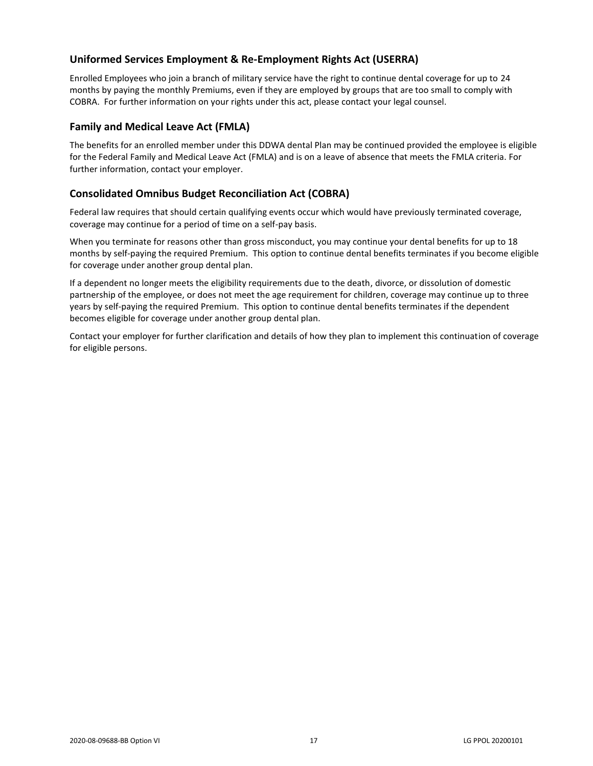## Uniformed Services Employment & Re-Employment Rights Act (USERRA)

Enrolled Employees who join a branch of military service have the right to continue dental coverage for up to 24 months by paying the monthly Premiums, even if they are employed by groups that are too small to comply with COBRA. For further information on your rights under this act, please contact your legal counsel.

## Family and Medical Leave Act (FMLA)

The benefits for an enrolled member under this DDWA dental Plan may be continued provided the employee is eligible for the Federal Family and Medical Leave Act (FMLA) and is on a leave of absence that meets the FMLA criteria. For further information, contact your employer.

## Consolidated Omnibus Budget Reconciliation Act (COBRA)

Federal law requires that should certain qualifying events occur which would have previously terminated coverage, coverage may continue for a period of time on a self-pay basis.

When you terminate for reasons other than gross misconduct, you may continue your dental benefits for up to 18 months by self-paying the required Premium. This option to continue dental benefits terminates if you become eligible for coverage under another group dental plan.

If a dependent no longer meets the eligibility requirements due to the death, divorce, or dissolution of domestic partnership of the employee, or does not meet the age requirement for children, coverage may continue up to three years by self-paying the required Premium. This option to continue dental benefits terminates if the dependent becomes eligible for coverage under another group dental plan.

Contact your employer for further clarification and details of how they plan to implement this continuation of coverage for eligible persons.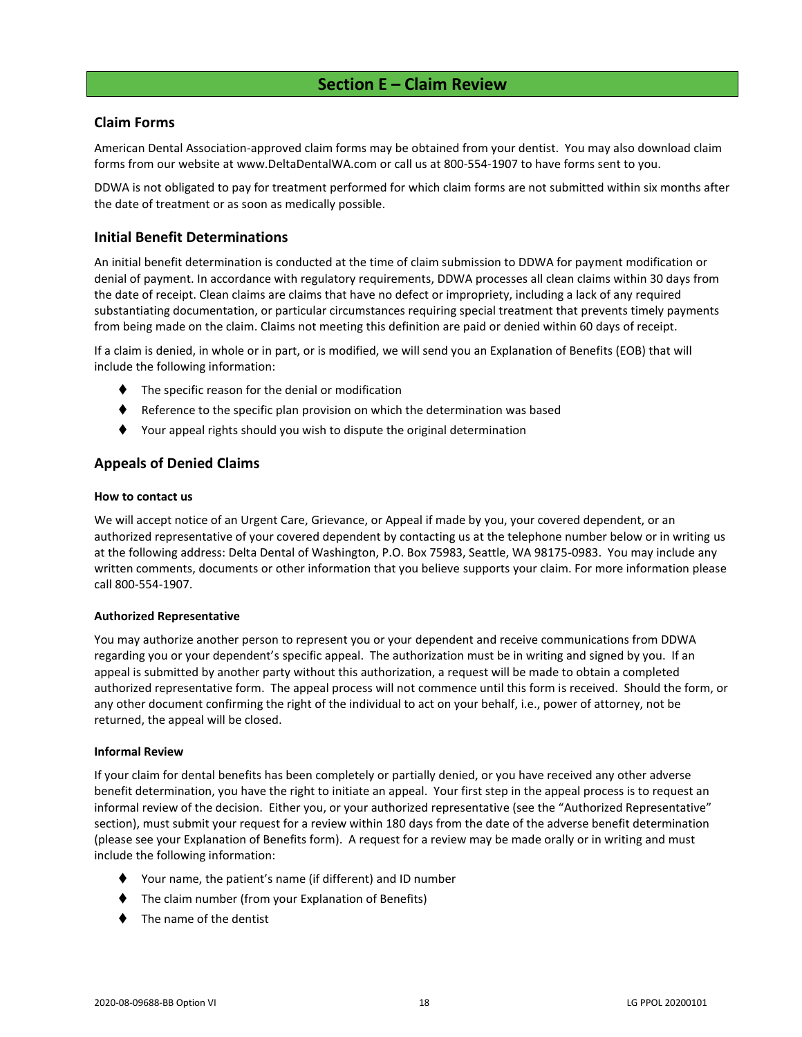# Section E – Claim Review

## Claim Forms

American Dental Association-approved claim forms may be obtained from your dentist. You may also download claim forms from our website at www.DeltaDentalWA.com or call us at 800-554-1907 to have forms sent to you.

DDWA is not obligated to pay for treatment performed for which claim forms are not submitted within six months after the date of treatment or as soon as medically possible.

## Initial Benefit Determinations

An initial benefit determination is conducted at the time of claim submission to DDWA for payment modification or denial of payment. In accordance with regulatory requirements, DDWA processes all clean claims within 30 days from the date of receipt. Clean claims are claims that have no defect or impropriety, including a lack of any required substantiating documentation, or particular circumstances requiring special treatment that prevents timely payments from being made on the claim. Claims not meeting this definition are paid or denied within 60 days of receipt.

If a claim is denied, in whole or in part, or is modified, we will send you an Explanation of Benefits (EOB) that will include the following information:

- The specific reason for the denial or modification
- Reference to the specific plan provision on which the determination was based
- Your appeal rights should you wish to dispute the original determination

## Appeals of Denied Claims

#### How to contact us

We will accept notice of an Urgent Care, Grievance, or Appeal if made by you, your covered dependent, or an authorized representative of your covered dependent by contacting us at the telephone number below or in writing us at the following address: Delta Dental of Washington, P.O. Box 75983, Seattle, WA 98175-0983. You may include any written comments, documents or other information that you believe supports your claim. For more information please call 800-554-1907.

#### Authorized Representative

You may authorize another person to represent you or your dependent and receive communications from DDWA regarding you or your dependent's specific appeal. The authorization must be in writing and signed by you. If an appeal is submitted by another party without this authorization, a request will be made to obtain a completed authorized representative form. The appeal process will not commence until this form is received. Should the form, or any other document confirming the right of the individual to act on your behalf, i.e., power of attorney, not be returned, the appeal will be closed.

#### Informal Review

If your claim for dental benefits has been completely or partially denied, or you have received any other adverse benefit determination, you have the right to initiate an appeal. Your first step in the appeal process is to request an informal review of the decision. Either you, or your authorized representative (see the "Authorized Representative" section), must submit your request for a review within 180 days from the date of the adverse benefit determination (please see your Explanation of Benefits form). A request for a review may be made orally or in writing and must include the following information:

- Your name, the patient's name (if different) and ID number
- The claim number (from your Explanation of Benefits)
- The name of the dentist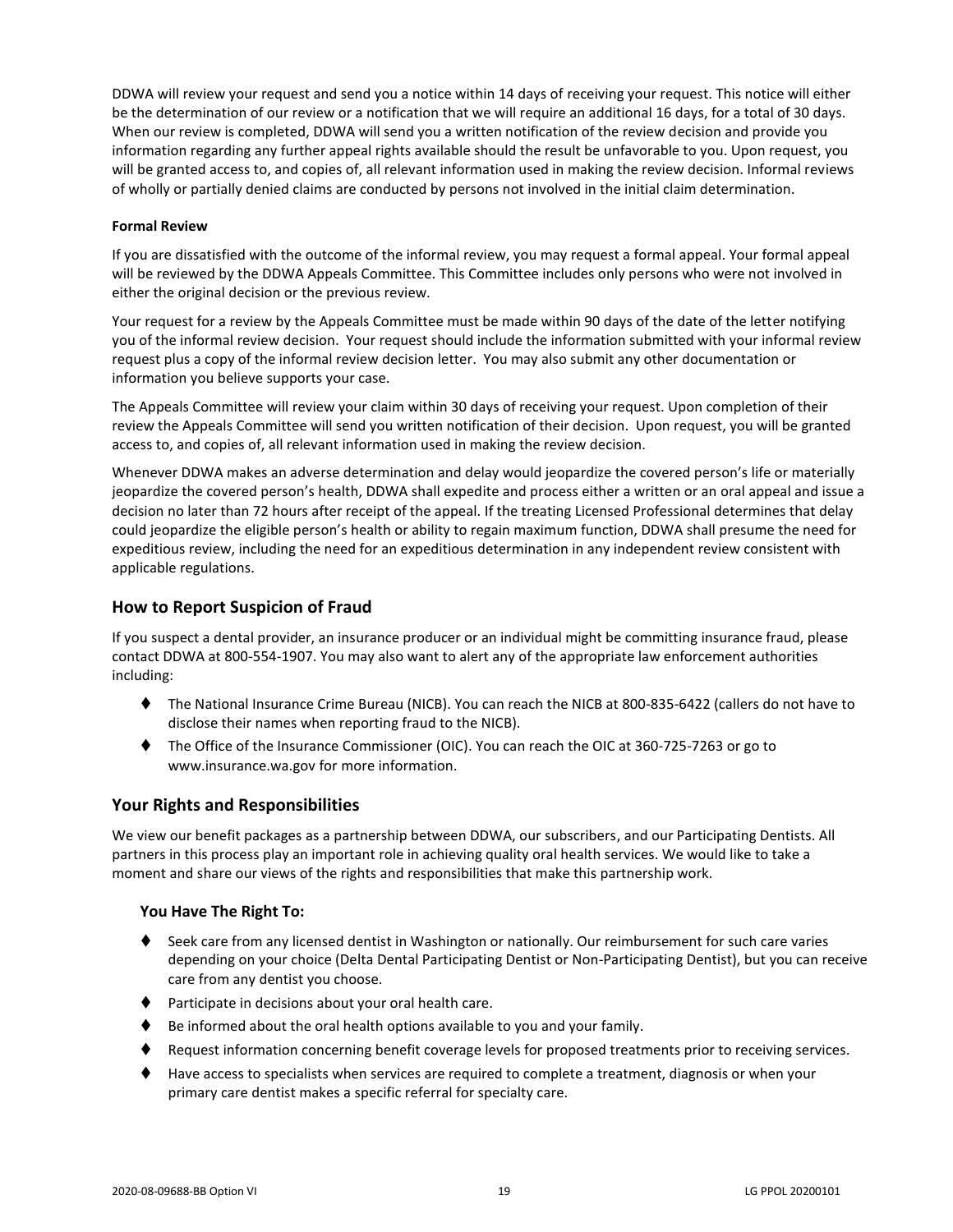DDWA will review your request and send you a notice within 14 days of receiving your request. This notice will either be the determination of our review or a notification that we will require an additional 16 days, for a total of 30 days. When our review is completed, DDWA will send you a written notification of the review decision and provide you information regarding any further appeal rights available should the result be unfavorable to you. Upon request, you will be granted access to, and copies of, all relevant information used in making the review decision. Informal reviews of wholly or partially denied claims are conducted by persons not involved in the initial claim determination.

**Formal Review**

If you are dissatisfied with the outcome of the informal review, you may request a formal appeal. Your formal appeal will be reviewed by the DDWA Appeals Committee. This Committee includes only persons who were not involved in either the original decision or the previous review.

Your request for a review by the Appeals Committee must be made within 90 days of the date of the letter notifying you of the informal review decision. Your request should include the information submitted with your informal review request plus a copy of the informal review decision letter. You may also submit any other documentation or information you believe supports your case.

The Appeals Committee will review your claim within 30 days of receiving your request. Upon completion of their review the Appeals Committee will send you written notification of their decision. Upon request, you will be granted access to, and copies of, all relevant information used in making the review decision.

Whenever DDWA makes an adverse determination and delay would jeopardize the covered person's life or materially jeopardize the covered person's health, DDWA shall expedite and process either a written or an oral appeal and issue a decision no later than 72 hours after receipt of the appeal. If the treating Licensed Professional determines that delay could jeopardize the eligible person's health or ability to regain maximum function, DDWA shall presume the need for expeditious review, including the need for an expeditious determination in any independent review consistent with applicable regulations.

## How to Report Suspicion of Fraud

If you suspect a dental provider, an insurance producer or an individual might be committing insurance fraud, please contact DDWA at 800-554-1907. You may also want to alert any of the appropriate law enforcement authorities including:

- The National Insurance Crime Bureau (NICB). You can reach the NICB at 800-835-6422 (callers do not have to disclose their names when reporting fraud to the NICB).
- The Office of the Insurance Commissioner (OIC). You can reach the OIC at 360-725-7263 or go to www.insurance.wa.gov for more information.

## Your Rights and Responsibilities

We view our benefit packages as a partnership between DDWA, our subscribers, and our Participating Dentists. All partners in this process play an important role in achieving quality oral health services. We would like to take a moment and share our views of the rights and responsibilities that make this partnership work.

### You Have The Right To:

- Seek care from any licensed dentist in Washington or nationally. Our reimbursement for such care varies depending on your choice (Delta Dental Participating Dentist or Non-Participating Dentist), but you can receive care from any dentist you choose.
- Participate in decisions about your oral health care.
- Be informed about the oral health options available to you and your family.
- Request information concerning benefit coverage levels for proposed treatments prior to receiving services.
- Have access to specialists when services are required to complete a treatment, diagnosis or when your primary care dentist makes a specific referral for specialty care.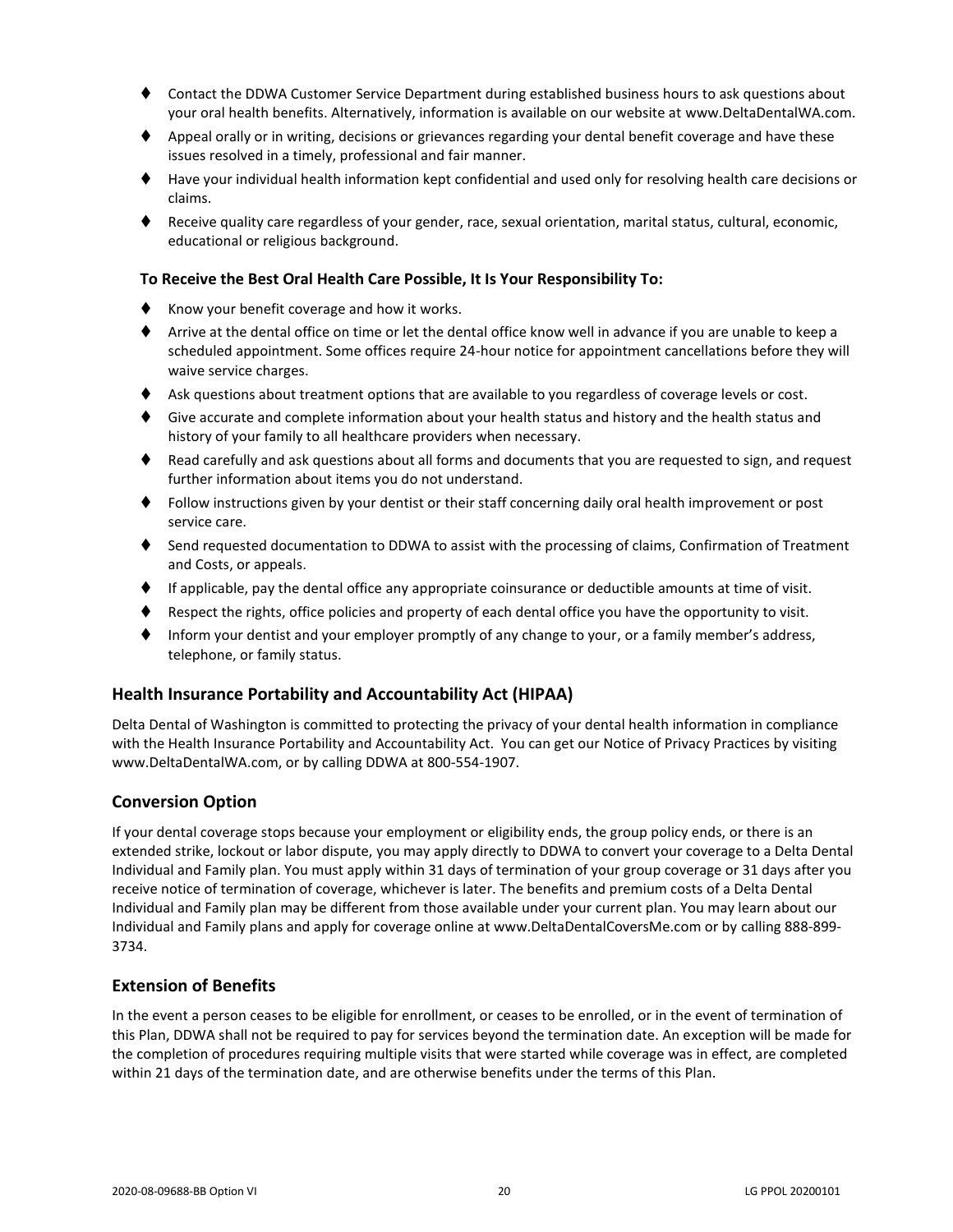- Contact the DDWA Customer Service Department during established business hours to ask questions about your oral health benefits. Alternatively, information is available on our website at www.DeltaDentalWA.com.
- Appeal orally or in writing, decisions or grievances regarding your dental benefit coverage and have these issues resolved in a timely, professional and fair manner.
- Have your individual health information kept confidential and used only for resolving health care decisions or claims.
- Receive quality care regardless of your gender, race, sexual orientation, marital status, cultural, economic, educational or religious background.

**To Receive the Best Oral Health Care Possible, It Is Your Responsibility To:**

- Know your benefit coverage and how it works.
- Arrive at the dental office on time or let the dental office know well in advance if you are unable to keep a scheduled appointment. Some offices require 24-hour notice for appointment cancellations before they will waive service charges.
- Ask questions about treatment options that are available to you regardless of coverage levels or cost.
- Give accurate and complete information about your health status and history and the health status and history of your family to all healthcare providers when necessary.
- Read carefully and ask questions about all forms and documents that you are requested to sign, and request further information about items you do not understand.
- Follow instructions given by your dentist or their staff concerning daily oral health improvement or post service care.
- Send requested documentation to DDWA to assist with the processing of claims, Confirmation of Treatment and Costs, or appeals.
- If applicable, pay the dental office any appropriate coinsurance or deductible amounts at time of visit.
- Respect the rights, office policies and property of each dental office you have the opportunity to visit.
- Inform your dentist and your employer promptly of any change to your, or a family member's address, telephone, or family status.

## Health Insurance Portability and Accountability Act (HIPAA)

Delta Dental of Washington is committed to protecting the privacy of your dental health information in compliance with the Health Insurance Portability and Accountability Act. You can get our Notice of Privacy Practices by visiting www.DeltaDentalWA.com, or by calling DDWA at 800-554-1907.

## Conversion Option

If your dental coverage stops because your employment or eligibility ends, the group policy ends, or there is an extended strike, lockout or labor dispute, you may apply directly to DDWA to convert your coverage to a Delta Dental Individual and Family plan. You must apply within 31 days of termination of your group coverage or 31 days after you receive notice of termination of coverage, whichever is later. The benefits and premium costs of a Delta Dental Individual and Family plan may be different from those available under your current plan. You may learn about our Individual and Family plans and apply for coverage online at www.DeltaDentalCoversMe.com or by calling 888-899-3734.

## Extension of Benefits

In the event a person ceases to be eligible for enrollment, or ceases to be enrolled, or in the event of termination of this Plan, DDWA shall not be required to pay for services beyond the termination date. An exception will be made for the completion of procedures requiring multiple visits that were started while coverage was in effect, are completed within 21 days of the termination date, and are otherwise benefits under the terms of this Plan.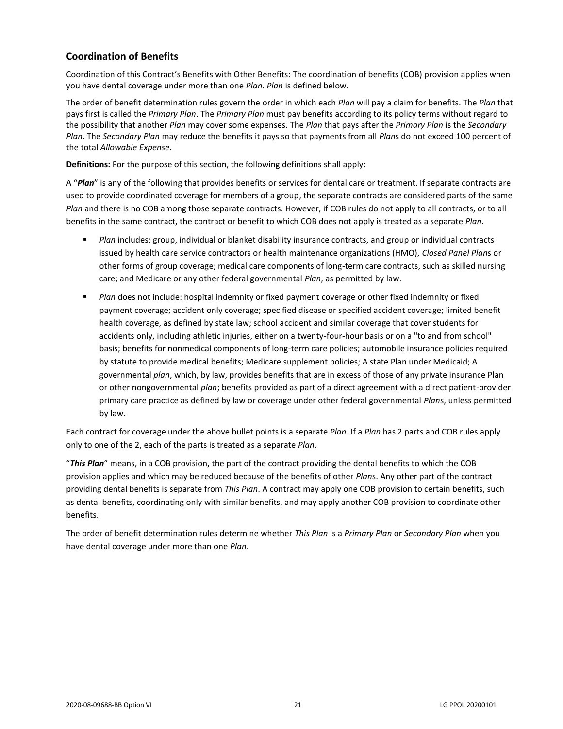## Coordination of Benefits

Coordination of this Contract's Benefits with Other Benefits: The coordination of benefits (COB) provision applies when you have dental coverage under more than one *Plan*. *Plan* is defined below.

The order of benefit determination rules govern the order in which each *Plan* will pay a claim for benefits. The *Plan* that pays first is called the *Primary Plan*. The *Primary Plan* must pay benefits according to its policy terms without regard to the possibility that another *Plan* may cover some expenses. The *Plan* that pays after the *Primary Plan* is the *Secondary Plan*. The *Secondary Plan* may reduce the benefits it pays so that payments from all *Plan*s do not exceed 100 percent of the total *Allowable Expense*.

**Definitions:** For the purpose of this section, the following definitions shall apply:

A "***Plan***" is any of the following that provides benefits or services for dental care or treatment. If separate contracts are used to provide coordinated coverage for members of a group, the separate contracts are considered parts of the same *Plan* and there is no COB among those separate contracts. However, if COB rules do not apply to all contracts, or to all benefits in the same contract, the contract or benefit to which COB does not apply is treated as a separate *Plan*.

- *Plan* includes: group, individual or blanket disability insurance contracts, and group or individual contracts issued by health care service contractors or health maintenance organizations (HMO), *Closed Panel Plan*s or other forms of group coverage; medical care components of long-term care contracts, such as skilled nursing care; and Medicare or any other federal governmental *Plan*, as permitted by law.
- *Plan* does not include: hospital indemnity or fixed payment coverage or other fixed indemnity or fixed payment coverage; accident only coverage; specified disease or specified accident coverage; limited benefit health coverage, as defined by state law; school accident and similar coverage that cover students for accidents only, including athletic injuries, either on a twenty-four-hour basis or on a "to and from school" basis; benefits for nonmedical components of long-term care policies; automobile insurance policies required by statute to provide medical benefits; Medicare supplement policies; A state Plan under Medicaid; A governmental *plan*, which, by law, provides benefits that are in excess of those of any private insurance Plan or other nongovernmental *plan*; benefits provided as part of a direct agreement with a direct patient-provider primary care practice as defined by law or coverage under other federal governmental *Plan*s, unless permitted by law.

Each contract for coverage under the above bullet points is a separate *Plan*. If a *Plan* has 2 parts and COB rules apply only to one of the 2, each of the parts is treated as a separate *Plan*.

"***This Plan***" means, in a COB provision, the part of the contract providing the dental benefits to which the COB provision applies and which may be reduced because of the benefits of other *Plan*s. Any other part of the contract providing dental benefits is separate from *This Plan*. A contract may apply one COB provision to certain benefits, such as dental benefits, coordinating only with similar benefits, and may apply another COB provision to coordinate other benefits.

The order of benefit determination rules determine whether *This Plan* is a *Primary Plan* or *Secondary Plan* when you have dental coverage under more than one *Plan*.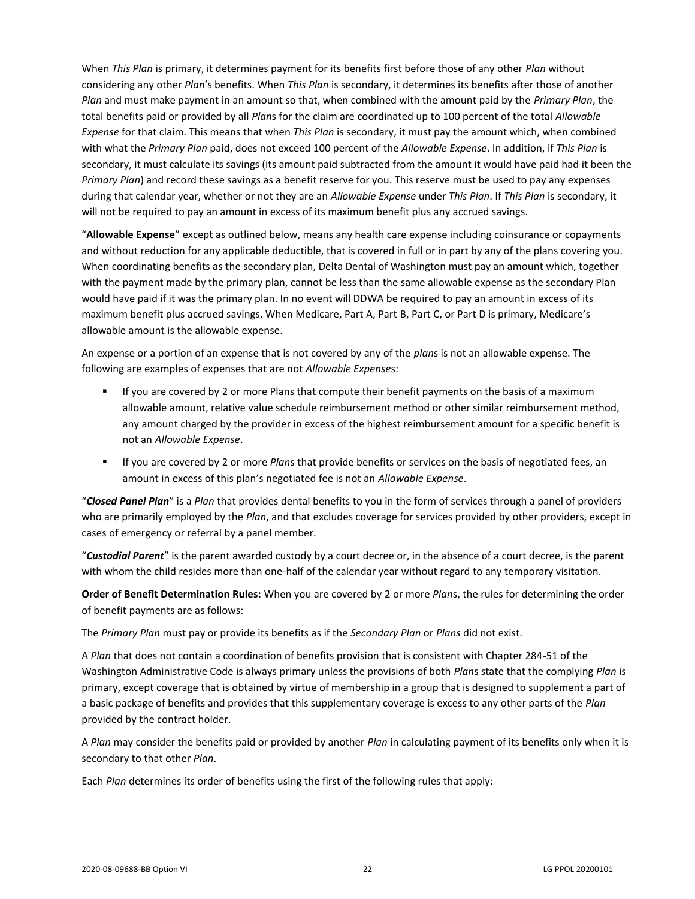When *This Plan* is primary, it determines payment for its benefits first before those of any other *Plan* without considering any other *Plan*'s benefits. When *This Plan* is secondary, it determines its benefits after those of another *Plan* and must make payment in an amount so that, when combined with the amount paid by the *Primary Plan*, the total benefits paid or provided by all *Plan*s for the claim are coordinated up to 100 percent of the total *Allowable Expense* for that claim. This means that when *This Plan* is secondary, it must pay the amount which, when combined with what the *Primary Plan* paid, does not exceed 100 percent of the *Allowable Expense*. In addition, if *This Plan* is secondary, it must calculate its savings (its amount paid subtracted from the amount it would have paid had it been the *Primary Plan*) and record these savings as a benefit reserve for you. This reserve must be used to pay any expenses during that calendar year, whether or not they are an *Allowable Expense* under *This Plan*. If *This Plan* is secondary, it will not be required to pay an amount in excess of its maximum benefit plus any accrued savings.

"**Allowable Expense**" except as outlined below, means any health care expense including coinsurance or copayments and without reduction for any applicable deductible, that is covered in full or in part by any of the plans covering you. When coordinating benefits as the secondary plan, Delta Dental of Washington must pay an amount which, together with the payment made by the primary plan, cannot be less than the same allowable expense as the secondary Plan would have paid if it was the primary plan. In no event will DDWA be required to pay an amount in excess of its maximum benefit plus accrued savings. When Medicare, Part A, Part B, Part C, or Part D is primary, Medicare's allowable amount is the allowable expense.

An expense or a portion of an expense that is not covered by any of the *plan*s is not an allowable expense. The following are examples of expenses that are not *Allowable Expense*s:

- If you are covered by 2 or more Plans that compute their benefit payments on the basis of a maximum allowable amount, relative value schedule reimbursement method or other similar reimbursement method, any amount charged by the provider in excess of the highest reimbursement amount for a specific benefit is not an *Allowable Expense*.
- If you are covered by 2 or more *Plan*s that provide benefits or services on the basis of negotiated fees, an amount in excess of this plan's negotiated fee is not an *Allowable Expense*.

"***Closed Panel Plan***" is a *Plan* that provides dental benefits to you in the form of services through a panel of providers who are primarily employed by the *Plan*, and that excludes coverage for services provided by other providers, except in cases of emergency or referral by a panel member.

"***Custodial Parent***" is the parent awarded custody by a court decree or, in the absence of a court decree, is the parent with whom the child resides more than one-half of the calendar year without regard to any temporary visitation.

**Order of Benefit Determination Rules:** When you are covered by 2 or more *Plan*s, the rules for determining the order of benefit payments are as follows:

The *Primary Plan* must pay or provide its benefits as if the *Secondary Plan* or *Plans* did not exist.

A *Plan* that does not contain a coordination of benefits provision that is consistent with Chapter 284-51 of the Washington Administrative Code is always primary unless the provisions of both *Plan*s state that the complying *Plan* is primary, except coverage that is obtained by virtue of membership in a group that is designed to supplement a part of a basic package of benefits and provides that this supplementary coverage is excess to any other parts of the *Plan* provided by the contract holder.

A *Plan* may consider the benefits paid or provided by another *Plan* in calculating payment of its benefits only when it is secondary to that other *Plan*.

Each *Plan* determines its order of benefits using the first of the following rules that apply: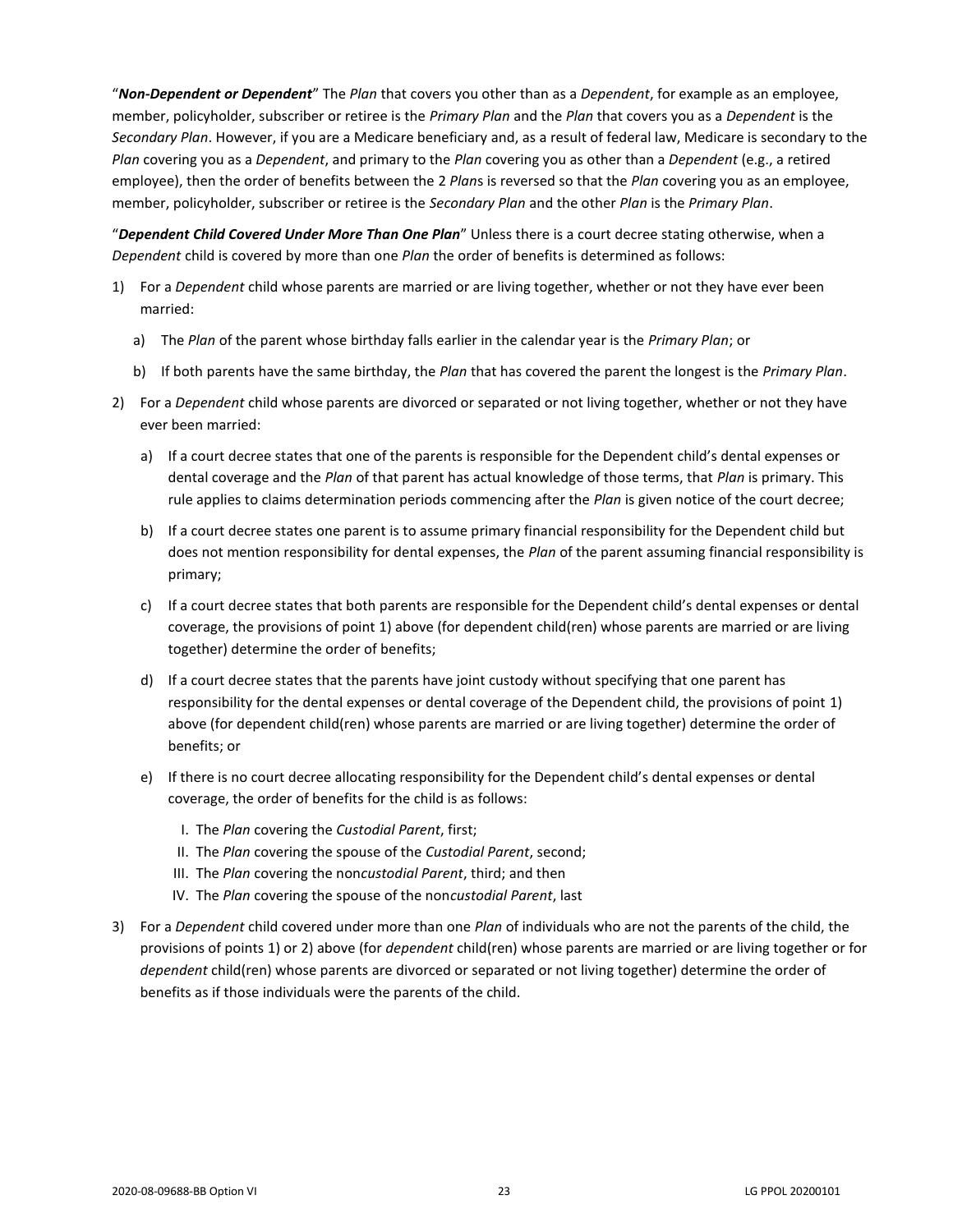"***Non-Dependent or Dependent***" The *Plan* that covers you other than as a *Dependent*, for example as an employee, member, policyholder, subscriber or retiree is the *Primary Plan* and the *Plan* that covers you as a *Dependent* is the *Secondary Plan*. However, if you are a Medicare beneficiary and, as a result of federal law, Medicare is secondary to the *Plan* covering you as a *Dependent*, and primary to the *Plan* covering you as other than a *Dependent* (e.g., a retired employee), then the order of benefits between the 2 *Plan*s is reversed so that the *Plan* covering you as an employee, member, policyholder, subscriber or retiree is the *Secondary Plan* and the other *Plan* is the *Primary Plan*.

"***Dependent Child Covered Under More Than One Plan***" Unless there is a court decree stating otherwise, when a *Dependent* child is covered by more than one *Plan* the order of benefits is determined as follows:

1) For a *Dependent* child whose parents are married or are living together, whether or not they have ever been married:
   a) The *Plan* of the parent whose birthday falls earlier in the calendar year is the *Primary Plan*; or
   b) If both parents have the same birthday, the *Plan* that has covered the parent the longest is the *Primary Plan*.
2) For a *Dependent* child whose parents are divorced or separated or not living together, whether or not they have ever been married:
   a) If a court decree states that one of the parents is responsible for the Dependent child's dental expenses or dental coverage and the *Plan* of that parent has actual knowledge of those terms, that *Plan* is primary. This rule applies to claims determination periods commencing after the *Plan* is given notice of the court decree;
   b) If a court decree states one parent is to assume primary financial responsibility for the Dependent child but does not mention responsibility for dental expenses, the *Plan* of the parent assuming financial responsibility is primary;
   c) If a court decree states that both parents are responsible for the Dependent child's dental expenses or dental coverage, the provisions of point 1) above (for dependent child(ren) whose parents are married or are living together) determine the order of benefits;
   d) If a court decree states that the parents have joint custody without specifying that one parent has responsibility for the dental expenses or dental coverage of the Dependent child, the provisions of point 1) above (for dependent child(ren) whose parents are married or are living together) determine the order of benefits; or
   e) If there is no court decree allocating responsibility for the Dependent child's dental expenses or dental coverage, the order of benefits for the child is as follows:
      I. The *Plan* covering the *Custodial Parent*, first;
      II. The *Plan* covering the spouse of the *Custodial Parent*, second;
      III. The *Plan* covering the non*custodial Parent*, third; and then
      IV. The *Plan* covering the spouse of the non*custodial Parent*, last
3) For a *Dependent* child covered under more than one *Plan* of individuals who are not the parents of the child, the provisions of points 1) or 2) above (for *dependent* child(ren) whose parents are married or are living together or for *dependent* child(ren) whose parents are divorced or separated or not living together) determine the order of benefits as if those individuals were the parents of the child.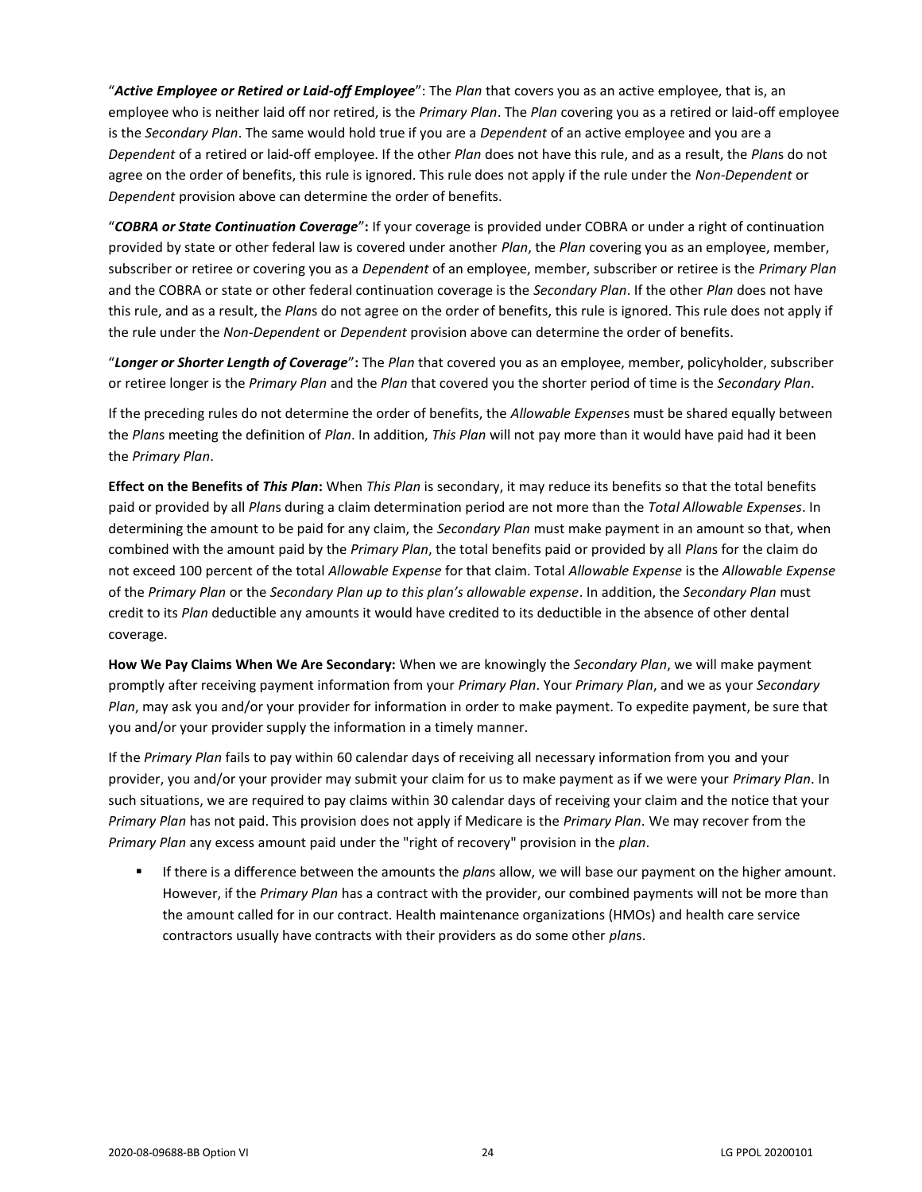"***Active Employee or Retired or Laid-off Employee***": The *Plan* that covers you as an active employee, that is, an employee who is neither laid off nor retired, is the *Primary Plan*. The *Plan* covering you as a retired or laid-off employee is the *Secondary Plan*. The same would hold true if you are a *Dependent* of an active employee and you are a *Dependent* of a retired or laid-off employee. If the other *Plan* does not have this rule, and as a result, the *Plan*s do not agree on the order of benefits, this rule is ignored. This rule does not apply if the rule under the *Non-Dependent* or *Dependent* provision above can determine the order of benefits.

"***COBRA or State Continuation Coverage*"**: If your coverage is provided under COBRA or under a right of continuation provided by state or other federal law is covered under another *Plan*, the *Plan* covering you as an employee, member, subscriber or retiree or covering you as a *Dependent* of an employee, member, subscriber or retiree is the *Primary Plan* and the COBRA or state or other federal continuation coverage is the *Secondary Plan*. If the other *Plan* does not have this rule, and as a result, the *Plan*s do not agree on the order of benefits, this rule is ignored. This rule does not apply if the rule under the *Non-Dependent* or *Dependent* provision above can determine the order of benefits.

"***Longer or Shorter Length of Coverage*"**: The *Plan* that covered you as an employee, member, policyholder, subscriber or retiree longer is the *Primary Plan* and the *Plan* that covered you the shorter period of time is the *Secondary Plan*.

If the preceding rules do not determine the order of benefits, the *Allowable Expense*s must be shared equally between the *Plan*s meeting the definition of *Plan*. In addition, *This Plan* will not pay more than it would have paid had it been the *Primary Plan*.

**Effect on the Benefits of *This Plan*:** When *This Plan* is secondary, it may reduce its benefits so that the total benefits paid or provided by all *Plan*s during a claim determination period are not more than the *Total Allowable Expenses*. In determining the amount to be paid for any claim, the *Secondary Plan* must make payment in an amount so that, when combined with the amount paid by the *Primary Plan*, the total benefits paid or provided by all *Plan*s for the claim do not exceed 100 percent of the total *Allowable Expense* for that claim. Total *Allowable Expense* is the *Allowable Expense* of the *Primary Plan* or the *Secondary Plan up to this plan's allowable expense*. In addition, the *Secondary Plan* must credit to its *Plan* deductible any amounts it would have credited to its deductible in the absence of other dental coverage.

**How We Pay Claims When We Are Secondary:** When we are knowingly the *Secondary Plan*, we will make payment promptly after receiving payment information from your *Primary Plan*. Your *Primary Plan*, and we as your *Secondary Plan*, may ask you and/or your provider for information in order to make payment. To expedite payment, be sure that you and/or your provider supply the information in a timely manner.

If the *Primary Plan* fails to pay within 60 calendar days of receiving all necessary information from you and your provider, you and/or your provider may submit your claim for us to make payment as if we were your *Primary Plan*. In such situations, we are required to pay claims within 30 calendar days of receiving your claim and the notice that your *Primary Plan* has not paid. This provision does not apply if Medicare is the *Primary Plan*. We may recover from the *Primary Plan* any excess amount paid under the "right of recovery" provision in the *plan*.

- If there is a difference between the amounts the *plan*s allow, we will base our payment on the higher amount. However, if the *Primary Plan* has a contract with the provider, our combined payments will not be more than the amount called for in our contract. Health maintenance organizations (HMOs) and health care service contractors usually have contracts with their providers as do some other *plan*s.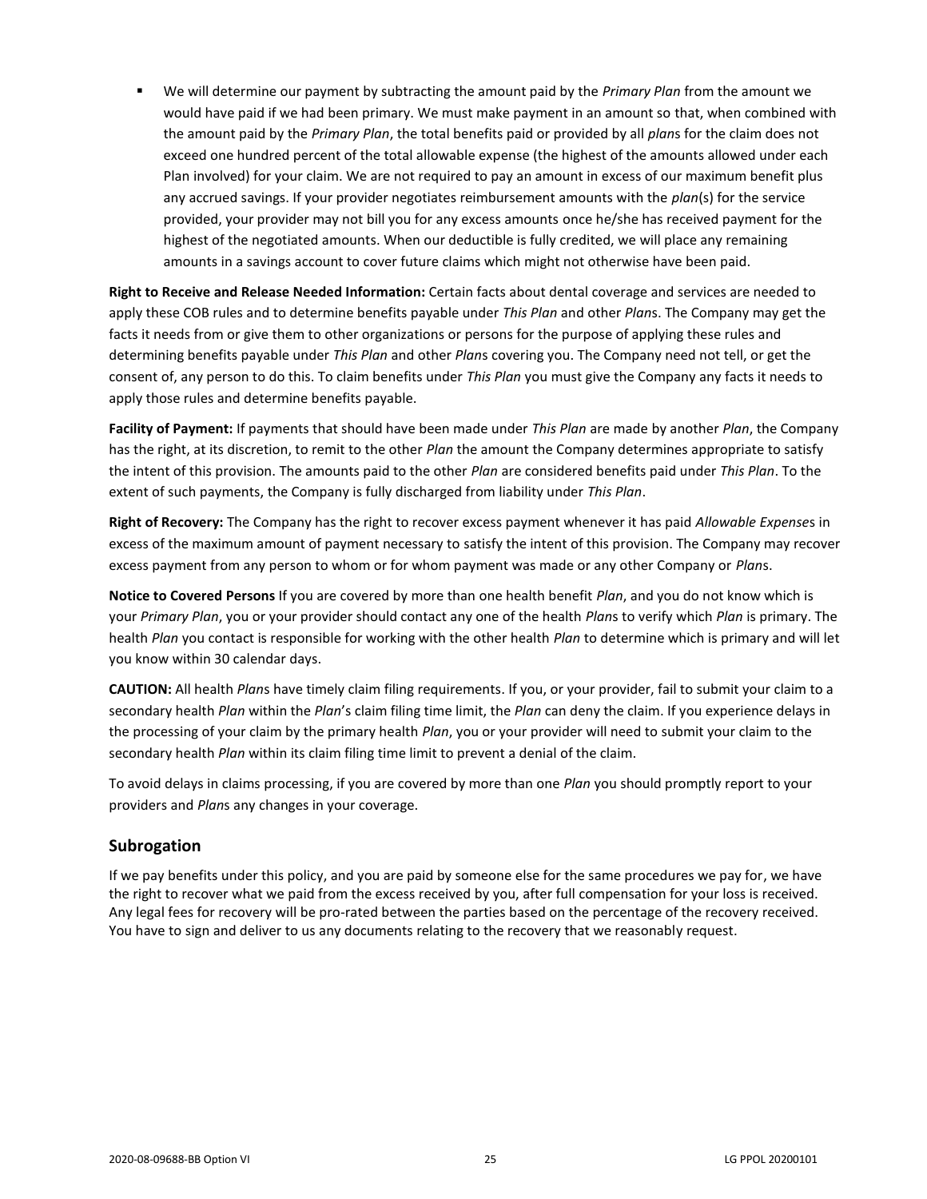- We will determine our payment by subtracting the amount paid by the *Primary Plan* from the amount we would have paid if we had been primary. We must make payment in an amount so that, when combined with the amount paid by the *Primary Plan*, the total benefits paid or provided by all *plan*s for the claim does not exceed one hundred percent of the total allowable expense (the highest of the amounts allowed under each Plan involved) for your claim. We are not required to pay an amount in excess of our maximum benefit plus any accrued savings. If your provider negotiates reimbursement amounts with the *plan*(s) for the service provided, your provider may not bill you for any excess amounts once he/she has received payment for the highest of the negotiated amounts. When our deductible is fully credited, we will place any remaining amounts in a savings account to cover future claims which might not otherwise have been paid.

**Right to Receive and Release Needed Information:** Certain facts about dental coverage and services are needed to apply these COB rules and to determine benefits payable under *This Plan* and other *Plan*s. The Company may get the facts it needs from or give them to other organizations or persons for the purpose of applying these rules and determining benefits payable under *This Plan* and other *Plan*s covering you. The Company need not tell, or get the consent of, any person to do this. To claim benefits under *This Plan* you must give the Company any facts it needs to apply those rules and determine benefits payable.

**Facility of Payment:** If payments that should have been made under *This Plan* are made by another *Plan*, the Company has the right, at its discretion, to remit to the other *Plan* the amount the Company determines appropriate to satisfy the intent of this provision. The amounts paid to the other *Plan* are considered benefits paid under *This Plan*. To the extent of such payments, the Company is fully discharged from liability under *This Plan*.

**Right of Recovery:** The Company has the right to recover excess payment whenever it has paid *Allowable Expense*s in excess of the maximum amount of payment necessary to satisfy the intent of this provision. The Company may recover excess payment from any person to whom or for whom payment was made or any other Company or *Plan*s.

**Notice to Covered Persons** If you are covered by more than one health benefit *Plan*, and you do not know which is your *Primary Plan*, you or your provider should contact any one of the health *Plan*s to verify which *Plan* is primary. The health *Plan* you contact is responsible for working with the other health *Plan* to determine which is primary and will let you know within 30 calendar days.

**CAUTION:** All health *Plan*s have timely claim filing requirements. If you, or your provider, fail to submit your claim to a secondary health *Plan* within the *Plan*'s claim filing time limit, the *Plan* can deny the claim. If you experience delays in the processing of your claim by the primary health *Plan*, you or your provider will need to submit your claim to the secondary health *Plan* within its claim filing time limit to prevent a denial of the claim.

To avoid delays in claims processing, if you are covered by more than one *Plan* you should promptly report to your providers and *Plan*s any changes in your coverage.

## Subrogation

If we pay benefits under this policy, and you are paid by someone else for the same procedures we pay for, we have the right to recover what we paid from the excess received by you, after full compensation for your loss is received. Any legal fees for recovery will be pro-rated between the parties based on the percentage of the recovery received. You have to sign and deliver to us any documents relating to the recovery that we reasonably request.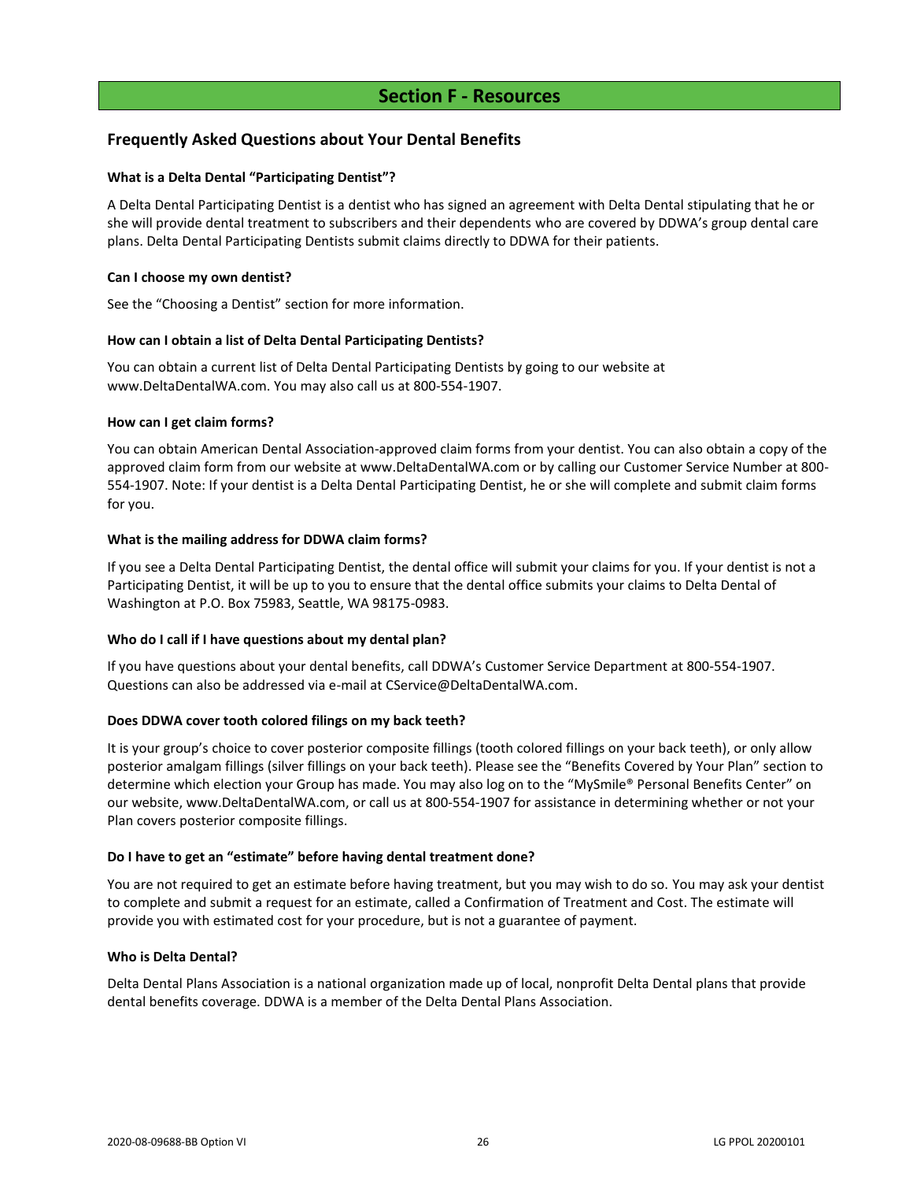# Section F - Resources

## Frequently Asked Questions about Your Dental Benefits

**What is a Delta Dental "Participating Dentist"?**

A Delta Dental Participating Dentist is a dentist who has signed an agreement with Delta Dental stipulating that he or she will provide dental treatment to subscribers and their dependents who are covered by DDWA's group dental care plans. Delta Dental Participating Dentists submit claims directly to DDWA for their patients.

**Can I choose my own dentist?**

See the "Choosing a Dentist" section for more information.

**How can I obtain a list of Delta Dental Participating Dentists?**

You can obtain a current list of Delta Dental Participating Dentists by going to our website at www.DeltaDentalWA.com. You may also call us at 800-554-1907.

**How can I get claim forms?**

You can obtain American Dental Association-approved claim forms from your dentist. You can also obtain a copy of the approved claim form from our website at www.DeltaDentalWA.com or by calling our Customer Service Number at 800-554-1907. Note: If your dentist is a Delta Dental Participating Dentist, he or she will complete and submit claim forms for you.

**What is the mailing address for DDWA claim forms?**

If you see a Delta Dental Participating Dentist, the dental office will submit your claims for you. If your dentist is not a Participating Dentist, it will be up to you to ensure that the dental office submits your claims to Delta Dental of Washington at P.O. Box 75983, Seattle, WA 98175-0983.

**Who do I call if I have questions about my dental plan?**

If you have questions about your dental benefits, call DDWA's Customer Service Department at 800-554-1907. Questions can also be addressed via e-mail at CService@DeltaDentalWA.com.

**Does DDWA cover tooth colored filings on my back teeth?**

It is your group's choice to cover posterior composite fillings (tooth colored fillings on your back teeth), or only allow posterior amalgam fillings (silver fillings on your back teeth). Please see the "Benefits Covered by Your Plan" section to determine which election your Group has made. You may also log on to the "MySmile® Personal Benefits Center" on our website, www.DeltaDentalWA.com, or call us at 800-554-1907 for assistance in determining whether or not your Plan covers posterior composite fillings.

**Do I have to get an "estimate" before having dental treatment done?**

You are not required to get an estimate before having treatment, but you may wish to do so. You may ask your dentist to complete and submit a request for an estimate, called a Confirmation of Treatment and Cost. The estimate will provide you with estimated cost for your procedure, but is not a guarantee of payment.

**Who is Delta Dental?**

Delta Dental Plans Association is a national organization made up of local, nonprofit Delta Dental plans that provide dental benefits coverage. DDWA is a member of the Delta Dental Plans Association.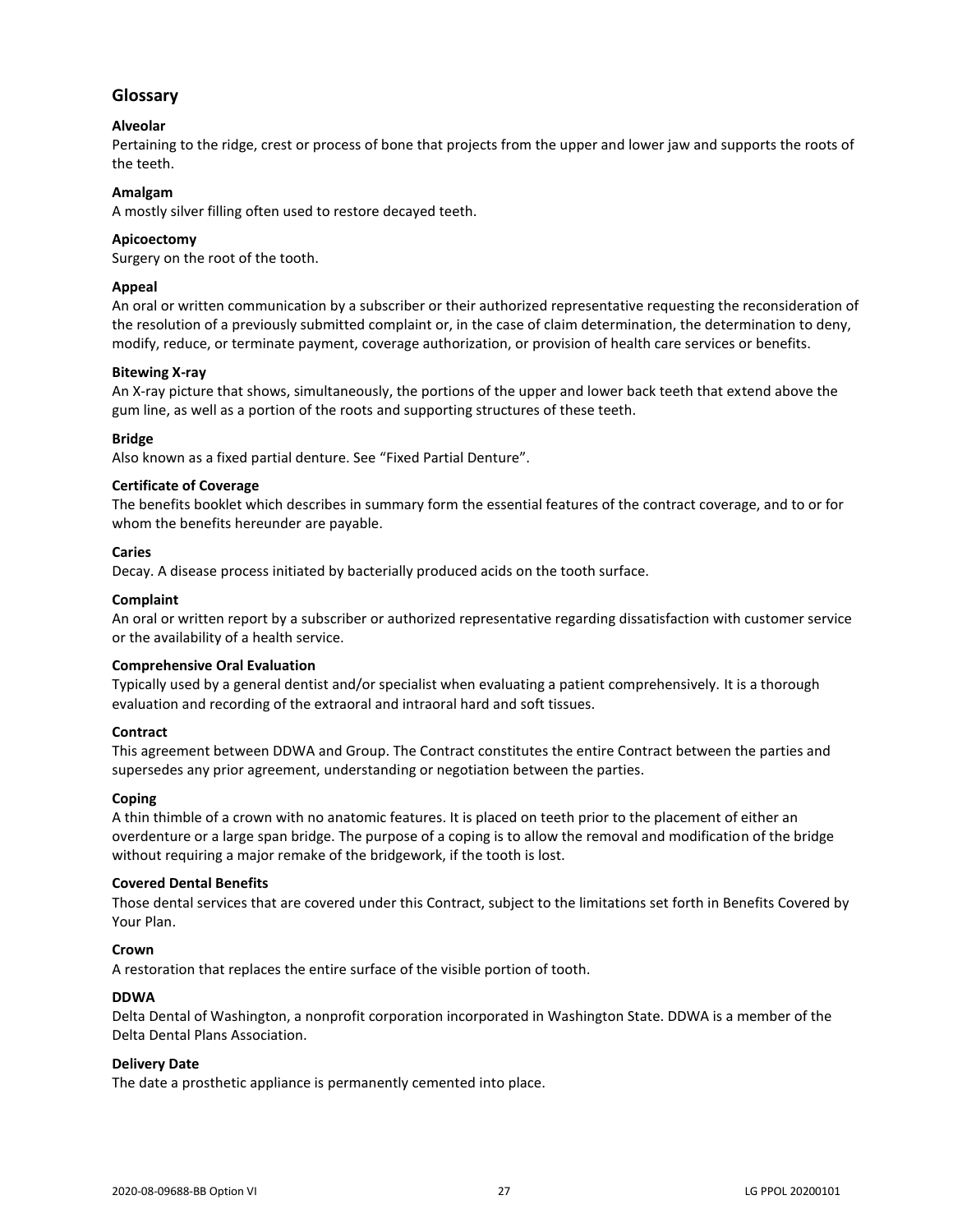## Glossary

**Alveolar**

Pertaining to the ridge, crest or process of bone that projects from the upper and lower jaw and supports the roots of the teeth.

**Amalgam**

A mostly silver filling often used to restore decayed teeth.

**Apicoectomy**

Surgery on the root of the tooth.

**Appeal**

An oral or written communication by a subscriber or their authorized representative requesting the reconsideration of the resolution of a previously submitted complaint or, in the case of claim determination, the determination to deny, modify, reduce, or terminate payment, coverage authorization, or provision of health care services or benefits.

**Bitewing X-ray**

An X-ray picture that shows, simultaneously, the portions of the upper and lower back teeth that extend above the gum line, as well as a portion of the roots and supporting structures of these teeth.

**Bridge**

Also known as a fixed partial denture. See "Fixed Partial Denture".

**Certificate of Coverage**

The benefits booklet which describes in summary form the essential features of the contract coverage, and to or for whom the benefits hereunder are payable.

**Caries**

Decay. A disease process initiated by bacterially produced acids on the tooth surface.

**Complaint**

An oral or written report by a subscriber or authorized representative regarding dissatisfaction with customer service or the availability of a health service.

**Comprehensive Oral Evaluation**

Typically used by a general dentist and/or specialist when evaluating a patient comprehensively. It is a thorough evaluation and recording of the extraoral and intraoral hard and soft tissues.

**Contract**

This agreement between DDWA and Group. The Contract constitutes the entire Contract between the parties and supersedes any prior agreement, understanding or negotiation between the parties.

**Coping**

A thin thimble of a crown with no anatomic features. It is placed on teeth prior to the placement of either an overdenture or a large span bridge. The purpose of a coping is to allow the removal and modification of the bridge without requiring a major remake of the bridgework, if the tooth is lost.

**Covered Dental Benefits**

Those dental services that are covered under this Contract, subject to the limitations set forth in Benefits Covered by Your Plan.

**Crown**

A restoration that replaces the entire surface of the visible portion of tooth.

**DDWA**

Delta Dental of Washington, a nonprofit corporation incorporated in Washington State. DDWA is a member of the Delta Dental Plans Association.

**Delivery Date**

The date a prosthetic appliance is permanently cemented into place.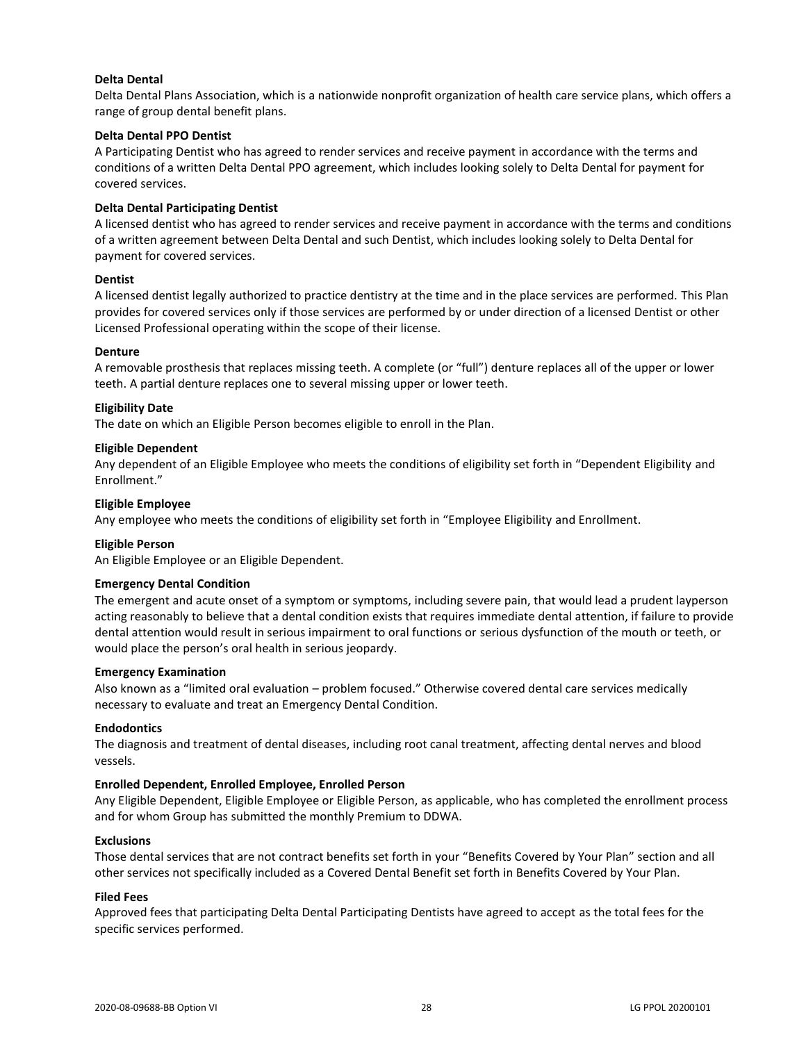**Delta Dental**

Delta Dental Plans Association, which is a nationwide nonprofit organization of health care service plans, which offers a range of group dental benefit plans.

**Delta Dental PPO Dentist**

A Participating Dentist who has agreed to render services and receive payment in accordance with the terms and conditions of a written Delta Dental PPO agreement, which includes looking solely to Delta Dental for payment for covered services.

**Delta Dental Participating Dentist**

A licensed dentist who has agreed to render services and receive payment in accordance with the terms and conditions of a written agreement between Delta Dental and such Dentist, which includes looking solely to Delta Dental for payment for covered services.

**Dentist**

A licensed dentist legally authorized to practice dentistry at the time and in the place services are performed. This Plan provides for covered services only if those services are performed by or under direction of a licensed Dentist or other Licensed Professional operating within the scope of their license.

**Denture**

A removable prosthesis that replaces missing teeth. A complete (or "full") denture replaces all of the upper or lower teeth. A partial denture replaces one to several missing upper or lower teeth.

**Eligibility Date**

The date on which an Eligible Person becomes eligible to enroll in the Plan.

**Eligible Dependent**

Any dependent of an Eligible Employee who meets the conditions of eligibility set forth in "Dependent Eligibility and Enrollment."

**Eligible Employee**

Any employee who meets the conditions of eligibility set forth in "Employee Eligibility and Enrollment.

**Eligible Person**

An Eligible Employee or an Eligible Dependent.

**Emergency Dental Condition**

The emergent and acute onset of a symptom or symptoms, including severe pain, that would lead a prudent layperson acting reasonably to believe that a dental condition exists that requires immediate dental attention, if failure to provide dental attention would result in serious impairment to oral functions or serious dysfunction of the mouth or teeth, or would place the person's oral health in serious jeopardy.

**Emergency Examination**

Also known as a "limited oral evaluation – problem focused." Otherwise covered dental care services medically necessary to evaluate and treat an Emergency Dental Condition.

**Endodontics**

The diagnosis and treatment of dental diseases, including root canal treatment, affecting dental nerves and blood vessels.

**Enrolled Dependent, Enrolled Employee, Enrolled Person**

Any Eligible Dependent, Eligible Employee or Eligible Person, as applicable, who has completed the enrollment process and for whom Group has submitted the monthly Premium to DDWA.

**Exclusions**

Those dental services that are not contract benefits set forth in your "Benefits Covered by Your Plan" section and all other services not specifically included as a Covered Dental Benefit set forth in Benefits Covered by Your Plan.

**Filed Fees**

Approved fees that participating Delta Dental Participating Dentists have agreed to accept as the total fees for the specific services performed.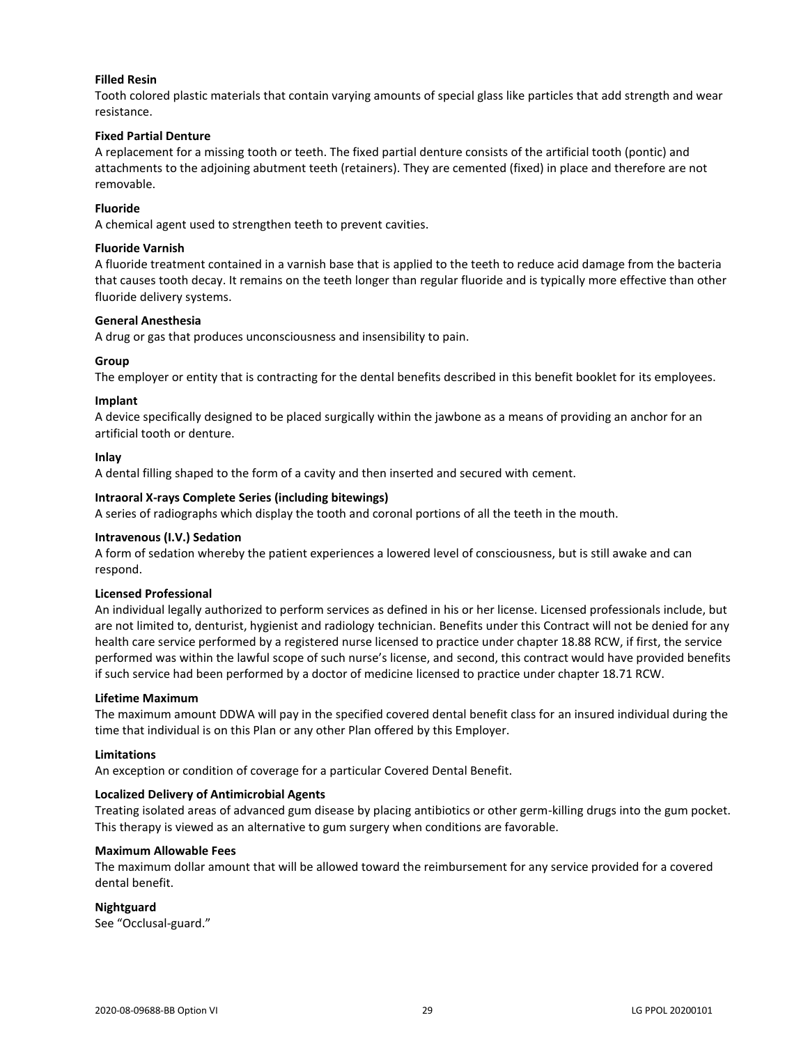**Filled Resin**
Tooth colored plastic materials that contain varying amounts of special glass like particles that add strength and wear resistance.

**Fixed Partial Denture**
A replacement for a missing tooth or teeth. The fixed partial denture consists of the artificial tooth (pontic) and attachments to the adjoining abutment teeth (retainers). They are cemented (fixed) in place and therefore are not removable.

**Fluoride**
A chemical agent used to strengthen teeth to prevent cavities.

**Fluoride Varnish**
A fluoride treatment contained in a varnish base that is applied to the teeth to reduce acid damage from the bacteria that causes tooth decay. It remains on the teeth longer than regular fluoride and is typically more effective than other fluoride delivery systems.

**General Anesthesia**
A drug or gas that produces unconsciousness and insensibility to pain.

**Group**
The employer or entity that is contracting for the dental benefits described in this benefit booklet for its employees.

**Implant**
A device specifically designed to be placed surgically within the jawbone as a means of providing an anchor for an artificial tooth or denture.

**Inlay**
A dental filling shaped to the form of a cavity and then inserted and secured with cement.

**Intraoral X-rays Complete Series (including bitewings)**
A series of radiographs which display the tooth and coronal portions of all the teeth in the mouth.

**Intravenous (I.V.) Sedation**
A form of sedation whereby the patient experiences a lowered level of consciousness, but is still awake and can respond.

**Licensed Professional**
An individual legally authorized to perform services as defined in his or her license. Licensed professionals include, but are not limited to, denturist, hygienist and radiology technician. Benefits under this Contract will not be denied for any health care service performed by a registered nurse licensed to practice under chapter 18.88 RCW, if first, the service performed was within the lawful scope of such nurse's license, and second, this contract would have provided benefits if such service had been performed by a doctor of medicine licensed to practice under chapter 18.71 RCW.

**Lifetime Maximum**
The maximum amount DDWA will pay in the specified covered dental benefit class for an insured individual during the time that individual is on this Plan or any other Plan offered by this Employer.

**Limitations**
An exception or condition of coverage for a particular Covered Dental Benefit.

**Localized Delivery of Antimicrobial Agents**
Treating isolated areas of advanced gum disease by placing antibiotics or other germ-killing drugs into the gum pocket. This therapy is viewed as an alternative to gum surgery when conditions are favorable.

**Maximum Allowable Fees**
The maximum dollar amount that will be allowed toward the reimbursement for any service provided for a covered dental benefit.

**Nightguard**
See "Occlusal-guard."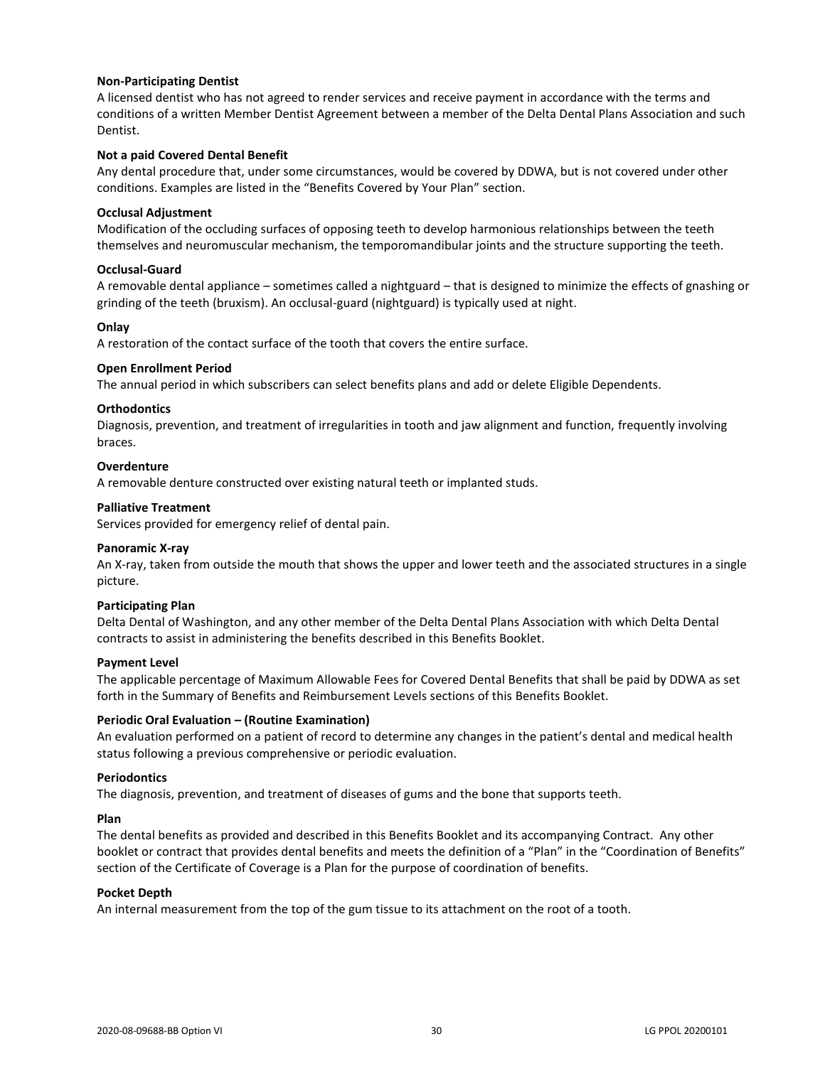**Non-Participating Dentist**
A licensed dentist who has not agreed to render services and receive payment in accordance with the terms and conditions of a written Member Dentist Agreement between a member of the Delta Dental Plans Association and such Dentist.

**Not a paid Covered Dental Benefit**
Any dental procedure that, under some circumstances, would be covered by DDWA, but is not covered under other conditions. Examples are listed in the "Benefits Covered by Your Plan" section.

**Occlusal Adjustment**
Modification of the occluding surfaces of opposing teeth to develop harmonious relationships between the teeth themselves and neuromuscular mechanism, the temporomandibular joints and the structure supporting the teeth.

**Occlusal-Guard**
A removable dental appliance – sometimes called a nightguard – that is designed to minimize the effects of gnashing or grinding of the teeth (bruxism). An occlusal-guard (nightguard) is typically used at night.

**Onlay**
A restoration of the contact surface of the tooth that covers the entire surface.

**Open Enrollment Period**
The annual period in which subscribers can select benefits plans and add or delete Eligible Dependents.

**Orthodontics**
Diagnosis, prevention, and treatment of irregularities in tooth and jaw alignment and function, frequently involving braces.

**Overdenture**
A removable denture constructed over existing natural teeth or implanted studs.

**Palliative Treatment**
Services provided for emergency relief of dental pain.

**Panoramic X-ray**
An X-ray, taken from outside the mouth that shows the upper and lower teeth and the associated structures in a single picture.

**Participating Plan**
Delta Dental of Washington, and any other member of the Delta Dental Plans Association with which Delta Dental contracts to assist in administering the benefits described in this Benefits Booklet.

**Payment Level**
The applicable percentage of Maximum Allowable Fees for Covered Dental Benefits that shall be paid by DDWA as set forth in the Summary of Benefits and Reimbursement Levels sections of this Benefits Booklet.

**Periodic Oral Evaluation – (Routine Examination)**
An evaluation performed on a patient of record to determine any changes in the patient's dental and medical health status following a previous comprehensive or periodic evaluation.

**Periodontics**
The diagnosis, prevention, and treatment of diseases of gums and the bone that supports teeth.

**Plan**
The dental benefits as provided and described in this Benefits Booklet and its accompanying Contract. Any other booklet or contract that provides dental benefits and meets the definition of a "Plan" in the "Coordination of Benefits" section of the Certificate of Coverage is a Plan for the purpose of coordination of benefits.

**Pocket Depth**
An internal measurement from the top of the gum tissue to its attachment on the root of a tooth.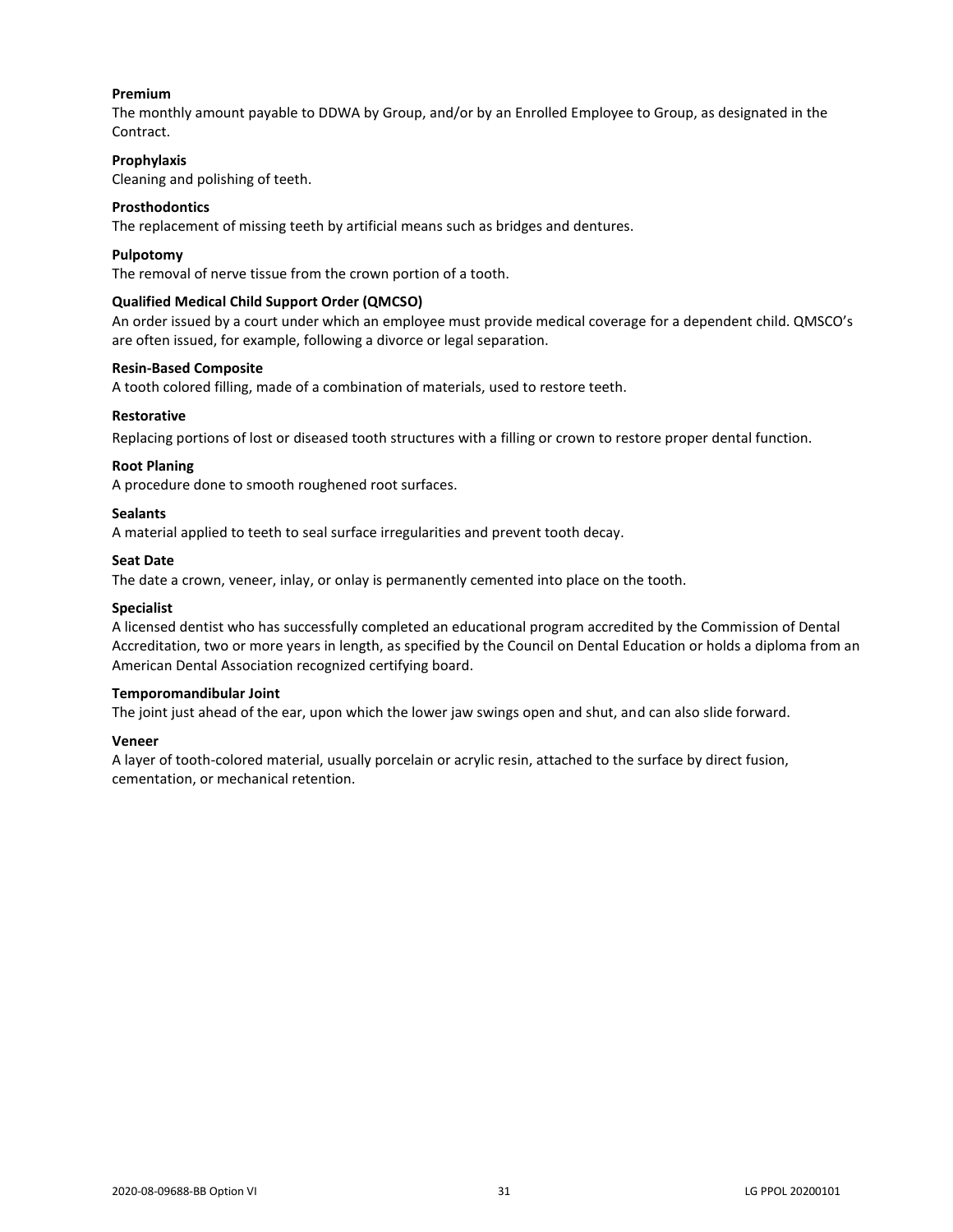**Premium**

The monthly amount payable to DDWA by Group, and/or by an Enrolled Employee to Group, as designated in the Contract.

**Prophylaxis**

Cleaning and polishing of teeth.

**Prosthodontics**

The replacement of missing teeth by artificial means such as bridges and dentures.

**Pulpotomy**

The removal of nerve tissue from the crown portion of a tooth.

**Qualified Medical Child Support Order (QMCSO)**

An order issued by a court under which an employee must provide medical coverage for a dependent child. QMSCO's are often issued, for example, following a divorce or legal separation.

**Resin-Based Composite**

A tooth colored filling, made of a combination of materials, used to restore teeth.

**Restorative**

Replacing portions of lost or diseased tooth structures with a filling or crown to restore proper dental function.

**Root Planing**

A procedure done to smooth roughened root surfaces.

**Sealants**

A material applied to teeth to seal surface irregularities and prevent tooth decay.

**Seat Date**

The date a crown, veneer, inlay, or onlay is permanently cemented into place on the tooth.

**Specialist**

A licensed dentist who has successfully completed an educational program accredited by the Commission of Dental Accreditation, two or more years in length, as specified by the Council on Dental Education or holds a diploma from an American Dental Association recognized certifying board.

**Temporomandibular Joint**

The joint just ahead of the ear, upon which the lower jaw swings open and shut, and can also slide forward.

**Veneer**

A layer of tooth-colored material, usually porcelain or acrylic resin, attached to the surface by direct fusion, cementation, or mechanical retention.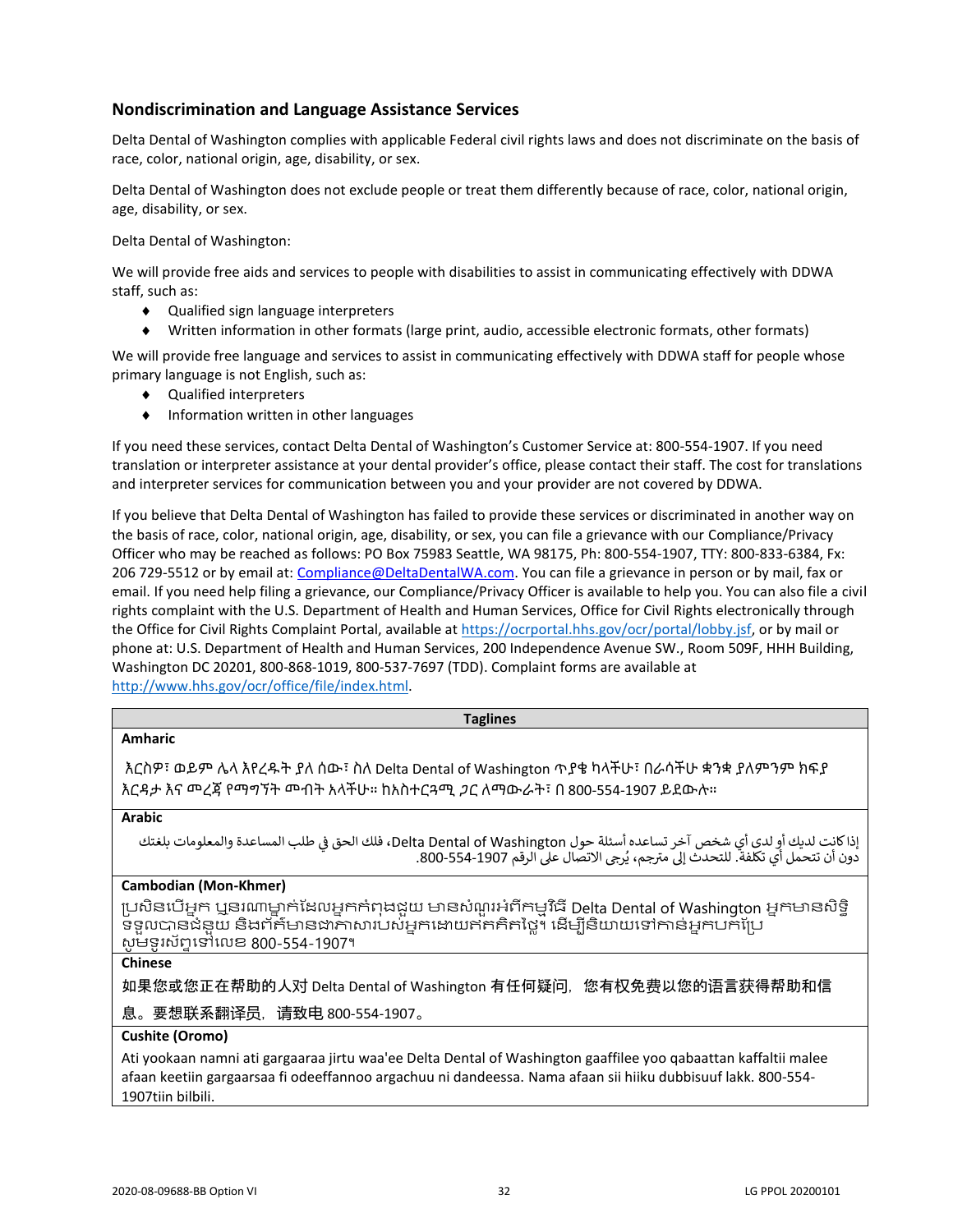## Nondiscrimination and Language Assistance Services

Delta Dental of Washington complies with applicable Federal civil rights laws and does not discriminate on the basis of race, color, national origin, age, disability, or sex.

Delta Dental of Washington does not exclude people or treat them differently because of race, color, national origin, age, disability, or sex.

Delta Dental of Washington:

We will provide free aids and services to people with disabilities to assist in communicating effectively with DDWA staff, such as:

- Qualified sign language interpreters
- Written information in other formats (large print, audio, accessible electronic formats, other formats)

We will provide free language and services to assist in communicating effectively with DDWA staff for people whose primary language is not English, such as:

- Qualified interpreters
- Information written in other languages

If you need these services, contact Delta Dental of Washington's Customer Service at: 800-554-1907. If you need translation or interpreter assistance at your dental provider's office, please contact their staff. The cost for translations and interpreter services for communication between you and your provider are not covered by DDWA.

If you believe that Delta Dental of Washington has failed to provide these services or discriminated in another way on the basis of race, color, national origin, age, disability, or sex, you can file a grievance with our Compliance/Privacy Officer who may be reached as follows: PO Box 75983 Seattle, WA 98175, Ph: 800-554-1907, TTY: 800-833-6384, Fx: 206 729-5512 or by email at: Compliance@DeltaDentalWA.com. You can file a grievance in person or by mail, fax or email. If you need help filing a grievance, our Compliance/Privacy Officer is available to help you. You can also file a civil rights complaint with the U.S. Department of Health and Human Services, Office for Civil Rights electronically through the Office for Civil Rights Complaint Portal, available at https://ocrportal.hhs.gov/ocr/portal/lobby.jsf, or by mail or phone at: U.S. Department of Health and Human Services, 200 Independence Avenue SW., Room 509F, HHH Building, Washington DC 20201, 800-868-1019, 800-537-7697 (TDD). Complaint forms are available at http://www.hhs.gov/ocr/office/file/index.html.

| Taglines |
|---|
| **Amharic** |
| እርስዎ፣ ወይም ሌላ እየረዱት ያለ ሰው፣ ስለ Delta Dental of Washington ጥያቄ ካላችሁ፣ በራሳችሁ ቋንቋ ያለምንም ክፍያ እርዳታ እና መረጃ የማግኘት መብት አላችሁ። ከአስተርጓሚ ጋር ለማውራት፣ በ 800-554-1907 ይደውሉ። |
| **Arabic** |
| إذا كانت لديك أو لدى أي شخص آخر تساعده أسئلة حول Delta Dental of Washington، فلك الحق في طلب المساعدة والمعلومات بلغتك دون أن تتحمل أي تكلفة. للتحدث إلى مترجم، يُرجى الاتصال على الرقم 800-554-1907. |
| **Cambodian (Mon-Khmer)** |
| ប្រសិនបើអ្នក ឬនរណាម្នាក់ដែលអ្នកកំពុងជួយ មានសំណួរអំពីកម្មវិធី Delta Dental of Washington អ្នកមានសិទ្ធិទទួលបានជំនួយ និងព័ត៌មានជាភាសារបស់អ្នកដោយឥតគិតថ្លៃ។ ដើម្បីនិយាយទៅកាន់អ្នកបកប្រែ សូមទូរស័ព្ទទៅលេខ 800-554-1907។ |
| **Chinese** |
| 如果您或您正在帮助的人对 Delta Dental of Washington 有任何疑问，您有权免费以您的语言获得帮助和信息。要想联系翻译员，请致电 800-554-1907。 |
| **Cushite (Oromo)** |
| Ati yookaan namni ati gargaaraa jirtu waa'ee Delta Dental of Washington gaaffilee yoo qabaattan kaffaltii malee afaan keetiin gargaarsaa fi odeeffannoo argachuu ni dandeessa. Nama afaan sii hiiku dubbisuuf lakk. 800-554-1907tiin bilbili. |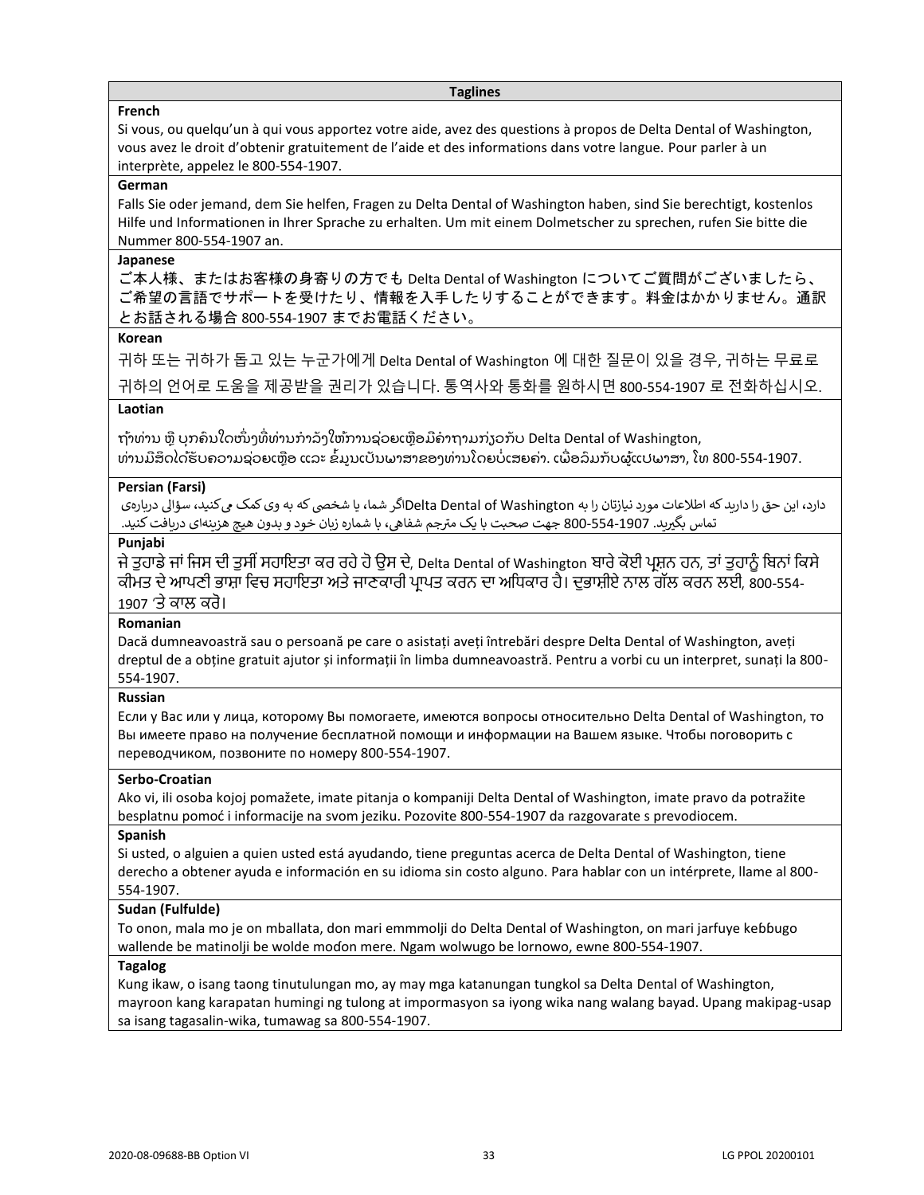| Taglines |
|---|
| **French** |
| Si vous, ou quelqu'un à qui vous apportez votre aide, avez des questions à propos de Delta Dental of Washington, vous avez le droit d'obtenir gratuitement de l'aide et des informations dans votre langue. Pour parler à un interprète, appelez le 800-554-1907. |
| **German** |
| Falls Sie oder jemand, dem Sie helfen, Fragen zu Delta Dental of Washington haben, sind Sie berechtigt, kostenlos Hilfe und Informationen in Ihrer Sprache zu erhalten. Um mit einem Dolmetscher zu sprechen, rufen Sie bitte die Nummer 800-554-1907 an. |
| **Japanese** |
| ご本人様、またはお客様の身寄りの方でも Delta Dental of Washington についてご質問がございましたら、ご希望の言語でサポートを受けたり、情報を入手したりすることができます。料金はかかりません。通訳とお話される場合 800-554-1907 までお電話ください。 |
| **Korean** |
| 귀하 또는 귀하가 돕고 있는 누군가에게 Delta Dental of Washington 에 대한 질문이 있을 경우, 귀하는 무료로 귀하의 언어로 도움을 제공받을 권리가 있습니다. 통역사와 통화를 원하시면 800-554-1907 로 전화하십시오. |
| **Laotian** |
| ຖ້າທ່ານ ຫຼື ບຸກຄົນໃດໜຶ່ງທີ່ທ່ານກຳລັງໃຫ້ການຊ່ວຍເຫຼືອມີຄຳຖາມກ່ຽວກັບ Delta Dental of Washington, ທ່ານມີສິດໄດ້ຮັບຄວາມຊ່ວຍເຫຼືອ ແລະ ຂໍ້ມູນເປັນພາສາຂອງທ່ານໂດຍບໍ່ເສຍຄ່າ. ເພື່ອລົມກັບຜູ້ແປພາສາ, ໂທ 800-554-1907. |
| **Persian (Farsi)** |
| اگر شما، یا شخصی که به وی کمک می‌کنید، سؤالی درباره‌ی Delta Dental of Washington دارد، این حق را دارید که اطلاعات مورد نیازتان را به زبان خود و بدون هیچ هزینه‌ای دریافت کنید. با شماره 800-554-1907 جهت صحبت با یک مترجم شفاهی، تماس بگیرید. |
| **Punjabi** |
| ਜੇ ਤੁਹਾਡੇ ਜਾਂ ਜਿਸ ਦੀ ਤੁਸੀਂ ਸਹਾਇਤਾ ਕਰ ਰਹੇ ਹੋ ਉਸ ਦੇ, Delta Dental of Washington ਬਾਰੇ ਕੋਈ ਪ੍ਰਸ਼ਨ ਹਨ, ਤਾਂ ਤੁਹਾਨੂੰ ਬਿਨਾਂ ਕਿਸੇ ਕੀਮਤ ਦੇ ਆਪਣੀ ਭਾਸ਼ਾ ਵਿਚ ਸਹਾਇਤਾ ਅਤੇ ਜਾਣਕਾਰੀ ਪ੍ਰਾਪਤ ਕਰਨ ਦਾ ਅਧਿਕਾਰ ਹੈ। ਦੁਭਾਸ਼ੀਏ ਨਾਲ ਗੱਲ ਕਰਨ ਲਈ, 800-554-1907 'ਤੇ ਕਾਲ ਕਰੋ। |
| **Romanian** |
| Dacă dumneavoastră sau o persoană pe care o asistați aveți întrebări despre Delta Dental of Washington, aveți dreptul de a obține gratuit ajutor și informații în limba dumneavoastră. Pentru a vorbi cu un interpret, sunați la 800-554-1907. |
| **Russian** |
| Если у Вас или у лица, которому Вы помогаете, имеются вопросы относительно Delta Dental of Washington, то Вы имеете право на получение бесплатной помощи и информации на Вашем языке. Чтобы поговорить с переводчиком, позвоните по номеру 800-554-1907. |
| **Serbo-Croatian** |
| Ako vi, ili osoba kojoj pomažete, imate pitanja o kompaniji Delta Dental of Washington, imate pravo da potražite besplatnu pomoć i informacije na svom jeziku. Pozovite 800-554-1907 da razgovarate s prevodiocem. |
| **Spanish** |
| Si usted, o alguien a quien usted está ayudando, tiene preguntas acerca de Delta Dental of Washington, tiene derecho a obtener ayuda e información en su idioma sin costo alguno. Para hablar con un intérprete, llame al 800-554-1907. |
| **Sudan (Fulfulde)** |
| To onon, mala mo je on mballata, don mari emmmolji do Delta Dental of Washington, on mari jarfuye keɓɓugo wallende be matinolji be wolde moɗon mere. Ngam wolwugo be lornowo, ewne 800-554-1907. |
| **Tagalog** |
| Kung ikaw, o isang taong tinutulungan mo, ay may mga katanungan tungkol sa Delta Dental of Washington, mayroon kang karapatan humingi ng tulong at impormasyon sa iyong wika nang walang bayad. Upang makipag-usap sa isang tagasalin-wika, tumawag sa 800-554-1907. |

2020-08-09688-BB Option VI LG PPOL 20200101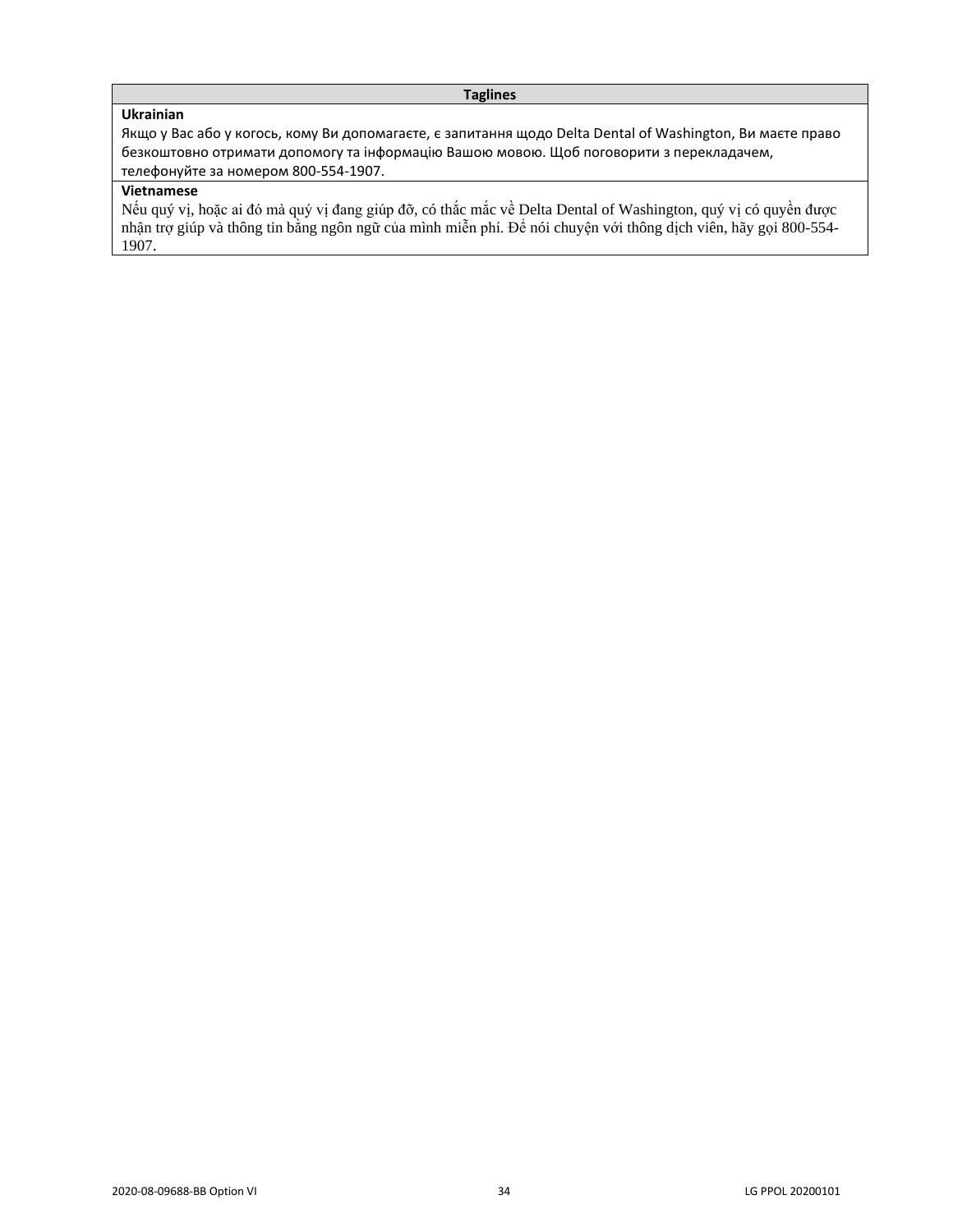| Taglines |
| --- |
| **Ukrainian**<br>Якщо у Вас або у когось, кому Ви допомагаєте, є запитання щодо Delta Dental of Washington, Ви маєте право безкоштовно отримати допомогу та інформацію Вашою мовою. Щоб поговорити з перекладачем, телефонуйте за номером 800-554-1907. |
| **Vietnamese**<br>Nếu quý vị, hoặc ai đó mà quý vị đang giúp đỡ, có thắc mắc về Delta Dental of Washington, quý vị có quyền được nhận trợ giúp và thông tin bằng ngôn ngữ của mình miễn phí. Để nói chuyện với thông dịch viên, hãy gọi 800-554-1907. |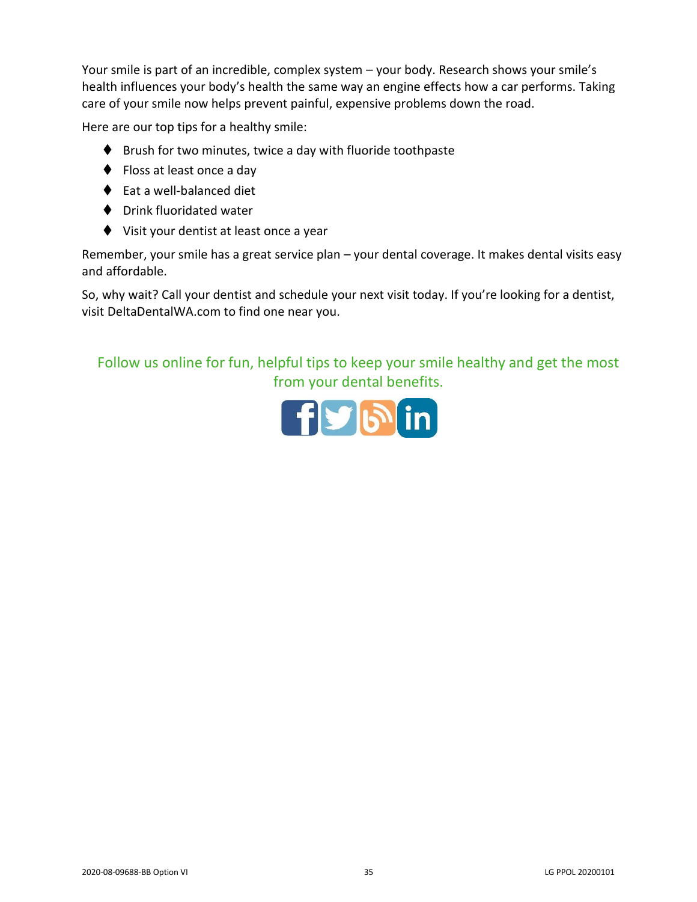Your smile is part of an incredible, complex system – your body. Research shows your smile's health influences your body's health the same way an engine effects how a car performs. Taking care of your smile now helps prevent painful, expensive problems down the road.

Here are our top tips for a healthy smile:

- Brush for two minutes, twice a day with fluoride toothpaste
- Floss at least once a day
- Eat a well-balanced diet
- Drink fluoridated water
- Visit your dentist at least once a year

Remember, your smile has a great service plan – your dental coverage. It makes dental visits easy and affordable.

So, why wait? Call your dentist and schedule your next visit today. If you're looking for a dentist, visit DeltaDentalWA.com to find one near you.

Follow us online for fun, helpful tips to keep your smile healthy and get the most from your dental benefits.